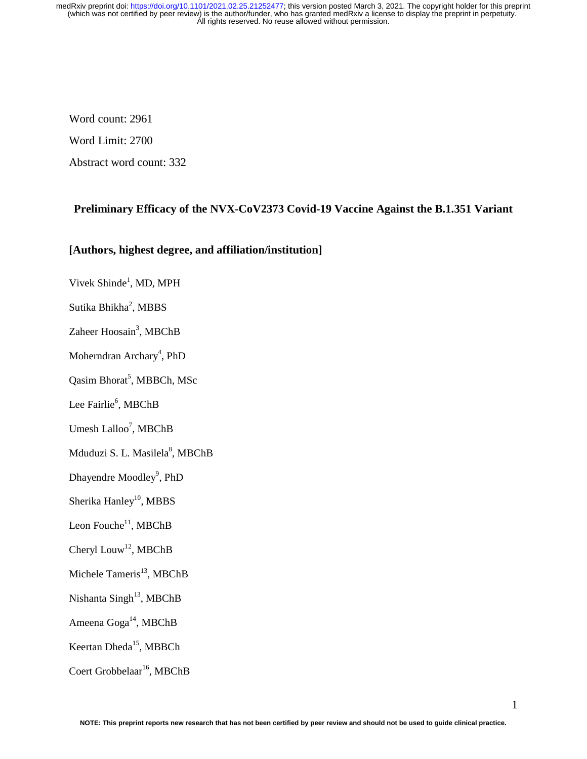Word count: 2961

Word Limit: 2700

Abstract word count: 332

## Preliminary Efficacy of the NVX-CoV2373 Covid-19 Vaccine Against the B.1.351 Variant

### [Authors, highest degree, and affiliation/institution]

Vivek Shinde[1], MD, MPH

Sutika Bhikha[2], MBBS

Zaheer Hoosain[3], MBChB

Moherndran Archary[4], PhD

Qasim Bhorat[5], MBBCh, MSc

Lee Fairlie[6], MBChB

Umesh Lalloo[7], MBChB

Mduduzi S. L. Masilela[8], MBChB

Dhayendre Moodley[9], PhD

Sherika Hanley[10], MBBS

Leon Fouche[11], MBChB

Cheryl Louw[12], MBChB

Michele Tameris[13], MBChB

Nishanta Singh[13], MBChB

Ameena Goga[14], MBChB

Keertan Dheda[15], MBBCh

Coert Grobbelaar[16], MBChB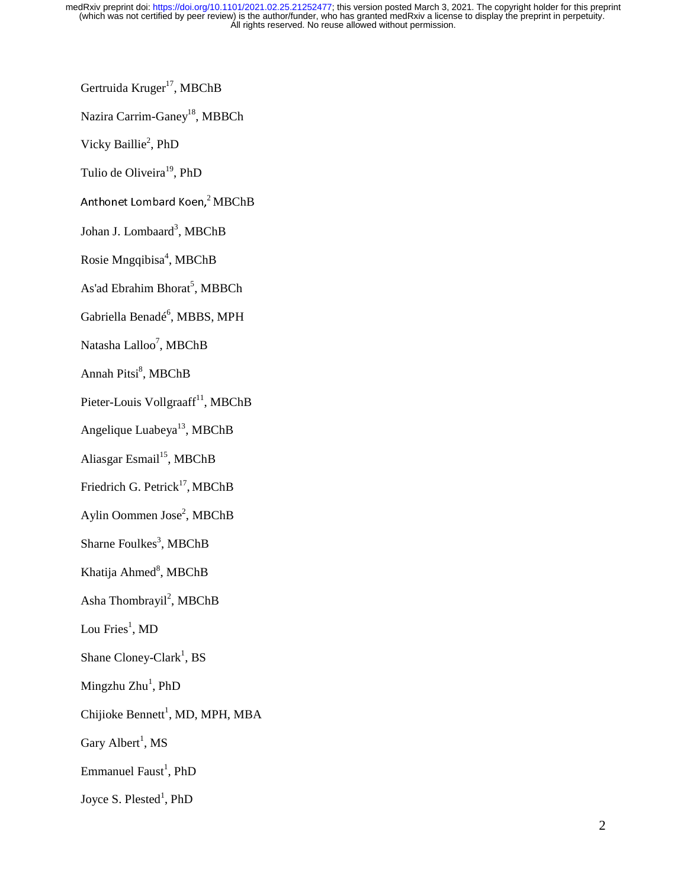Gertruida Kruger[17], MBChB

Nazira Carrim-Ganey[18], MBBCh

Vicky Baillie[2], PhD

Tulio de Oliveira[19], PhD

Anthonet Lombard Koen,[2] MBChB

Johan J. Lombaard[3], MBChB

Rosie Mngqibisa[4], MBChB

As'ad Ebrahim Bhorat[5], MBBCh

Gabriella Benadé[6], MBBS, MPH

Natasha Lalloo[7], MBChB

Annah Pitsi[8], MBChB

Pieter-Louis Vollgraaff[11], MBChB

Angelique Luabeya[13], MBChB

Aliasgar Esmail[15], MBChB

Friedrich G. Petrick[17], MBChB

Aylin Oommen Jose[2], MBChB

Sharne Foulkes[3], MBChB

Khatija Ahmed[8], MBChB

Asha Thombrayil[2], MBChB

Lou Fries[1], MD

Shane Cloney-Clark[1], BS

Mingzhu Zhu[1], PhD

Chijioke Bennett[1], MD, MPH, MBA

Gary Albert[1], MS

Emmanuel Faust[1], PhD

Joyce S. Plested[1], PhD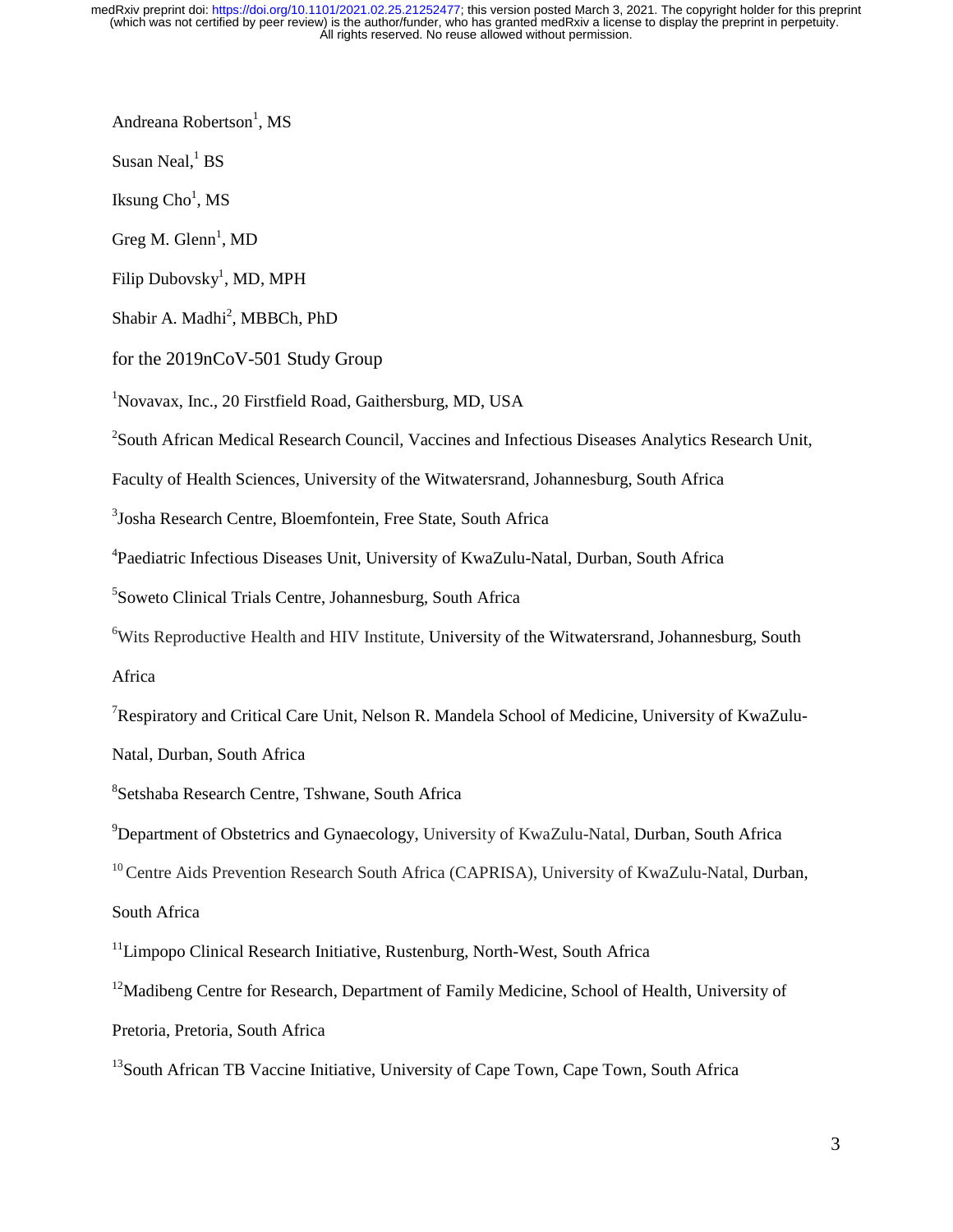Andreana Robertson[1], MS

Susan Neal,[1] BS

Iksung Cho[1], MS

Greg M. Glenn[1], MD

Filip Dubovsky[1], MD, MPH

Shabir A. Madhi[2], MBBCh, PhD

for the 2019nCoV-501 Study Group

[1]Novavax, Inc., 20 Firstfield Road, Gaithersburg, MD, USA

[2]South African Medical Research Council, Vaccines and Infectious Diseases Analytics Research Unit, Faculty of Health Sciences, University of the Witwatersrand, Johannesburg, South Africa

[3]Josha Research Centre, Bloemfontein, Free State, South Africa

[4]Paediatric Infectious Diseases Unit, University of KwaZulu-Natal, Durban, South Africa

[5]Soweto Clinical Trials Centre, Johannesburg, South Africa

[6]Wits Reproductive Health and HIV Institute, University of the Witwatersrand, Johannesburg, South Africa

[7]Respiratory and Critical Care Unit, Nelson R. Mandela School of Medicine, University of KwaZulu-Natal, Durban, South Africa

[8]Setshaba Research Centre, Tshwane, South Africa

[9]Department of Obstetrics and Gynaecology, University of KwaZulu-Natal, Durban, South Africa

[10] Centre Aids Prevention Research South Africa (CAPRISA), University of KwaZulu-Natal, Durban, South Africa

[11]Limpopo Clinical Research Initiative, Rustenburg, North-West, South Africa

[12]Madibeng Centre for Research, Department of Family Medicine, School of Health, University of Pretoria, Pretoria, South Africa

[13]South African TB Vaccine Initiative, University of Cape Town, Cape Town, South Africa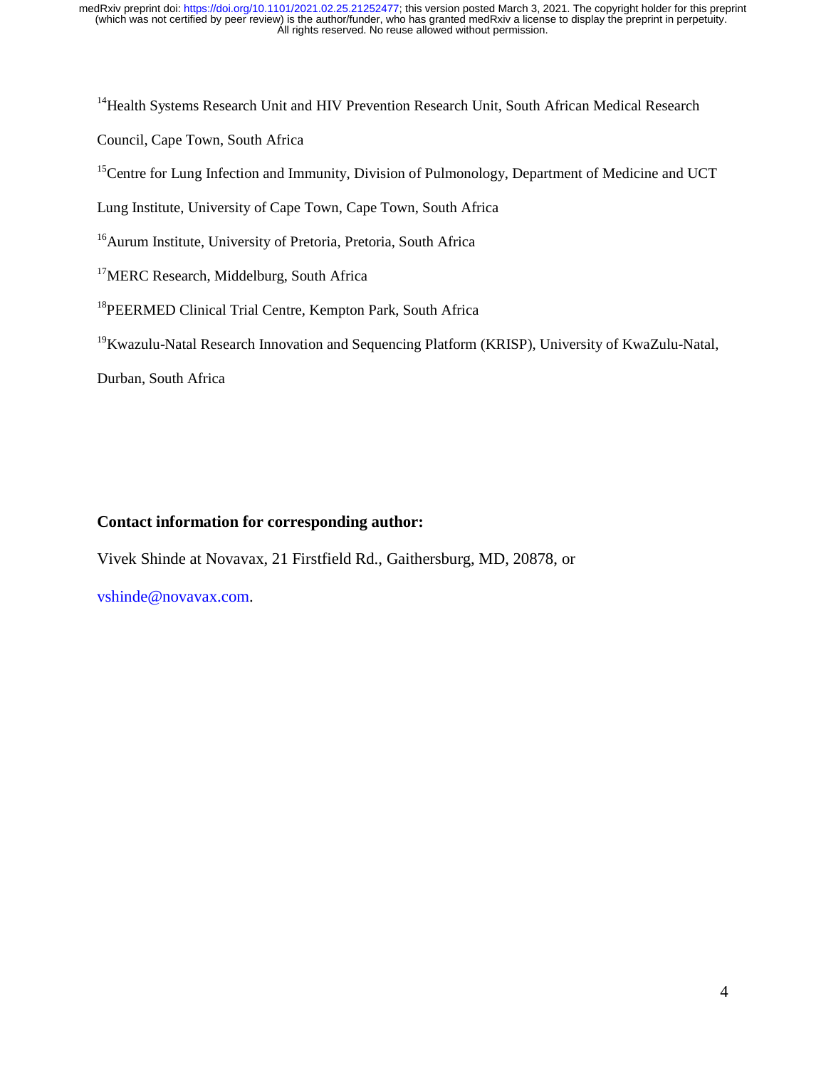[14]Health Systems Research Unit and HIV Prevention Research Unit, South African Medical Research Council, Cape Town, South Africa

[15]Centre for Lung Infection and Immunity, Division of Pulmonology, Department of Medicine and UCT Lung Institute, University of Cape Town, Cape Town, South Africa

[16]Aurum Institute, University of Pretoria, Pretoria, South Africa

[17]MERC Research, Middelburg, South Africa

[18]PEERMED Clinical Trial Centre, Kempton Park, South Africa

[19]Kwazulu-Natal Research Innovation and Sequencing Platform (KRISP), University of KwaZulu-Natal, Durban, South Africa

**Contact information for corresponding author:**

Vivek Shinde at Novavax, 21 Firstfield Rd., Gaithersburg, MD, 20878, or vshinde@novavax.com.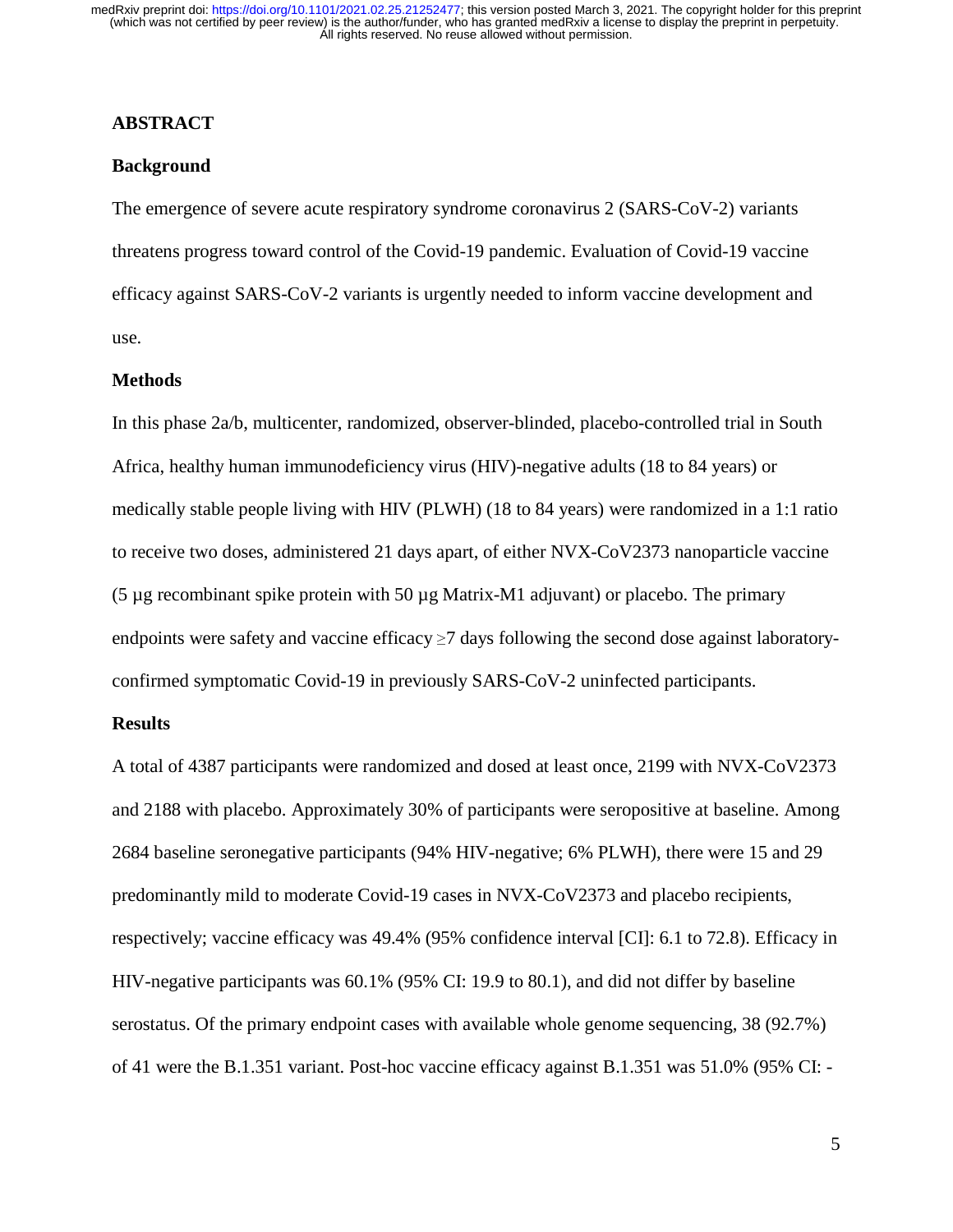## ABSTRACT

### Background

The emergence of severe acute respiratory syndrome coronavirus 2 (SARS-CoV-2) variants threatens progress toward control of the Covid-19 pandemic. Evaluation of Covid-19 vaccine efficacy against SARS-CoV-2 variants is urgently needed to inform vaccine development and use.

### Methods

In this phase 2a/b, multicenter, randomized, observer-blinded, placebo-controlled trial in South Africa, healthy human immunodeficiency virus (HIV)-negative adults (18 to 84 years) or medically stable people living with HIV (PLWH) (18 to 84 years) were randomized in a 1:1 ratio to receive two doses, administered 21 days apart, of either NVX-CoV2373 nanoparticle vaccine (5 µg recombinant spike protein with 50 µg Matrix-M1 adjuvant) or placebo. The primary endpoints were safety and vaccine efficacy $\geq$7 days following the second dose against laboratory-confirmed symptomatic Covid-19 in previously SARS-CoV-2 uninfected participants.

### Results

A total of 4387 participants were randomized and dosed at least once, 2199 with NVX-CoV2373 and 2188 with placebo. Approximately 30% of participants were seropositive at baseline. Among 2684 baseline seronegative participants (94% HIV-negative; 6% PLWH), there were 15 and 29 predominantly mild to moderate Covid-19 cases in NVX-CoV2373 and placebo recipients, respectively; vaccine efficacy was 49.4% (95% confidence interval [CI]: 6.1 to 72.8). Efficacy in HIV-negative participants was 60.1% (95% CI: 19.9 to 80.1), and did not differ by baseline serostatus. Of the primary endpoint cases with available whole genome sequencing, 38 (92.7%) of 41 were the B.1.351 variant. Post-hoc vaccine efficacy against B.1.351 was 51.0% (95% CI: -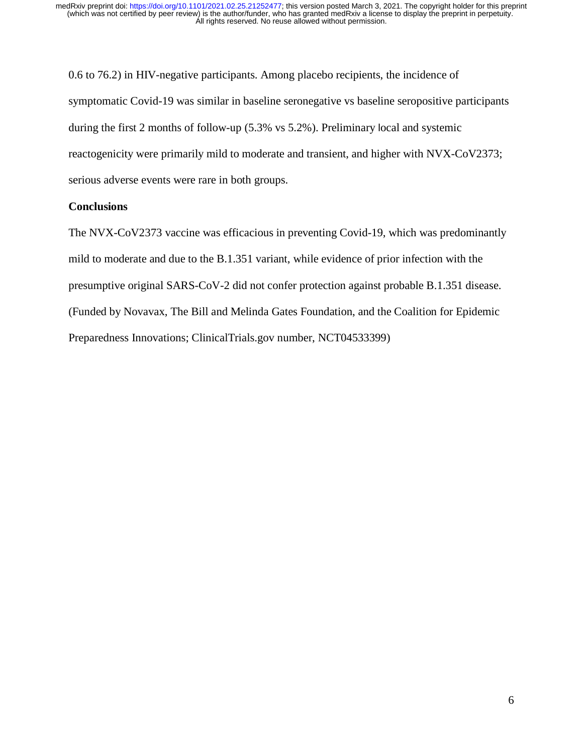0.6 to 76.2) in HIV-negative participants. Among placebo recipients, the incidence of symptomatic Covid-19 was similar in baseline seronegative vs baseline seropositive participants during the first 2 months of follow-up (5.3% vs 5.2%). Preliminary local and systemic reactogenicity were primarily mild to moderate and transient, and higher with NVX-CoV2373; serious adverse events were rare in both groups.

**Conclusions**

The NVX-CoV2373 vaccine was efficacious in preventing Covid-19, which was predominantly mild to moderate and due to the B.1.351 variant, while evidence of prior infection with the presumptive original SARS-CoV-2 did not confer protection against probable B.1.351 disease. (Funded by Novavax, The Bill and Melinda Gates Foundation, and the Coalition for Epidemic Preparedness Innovations; ClinicalTrials.gov number, NCT04533399)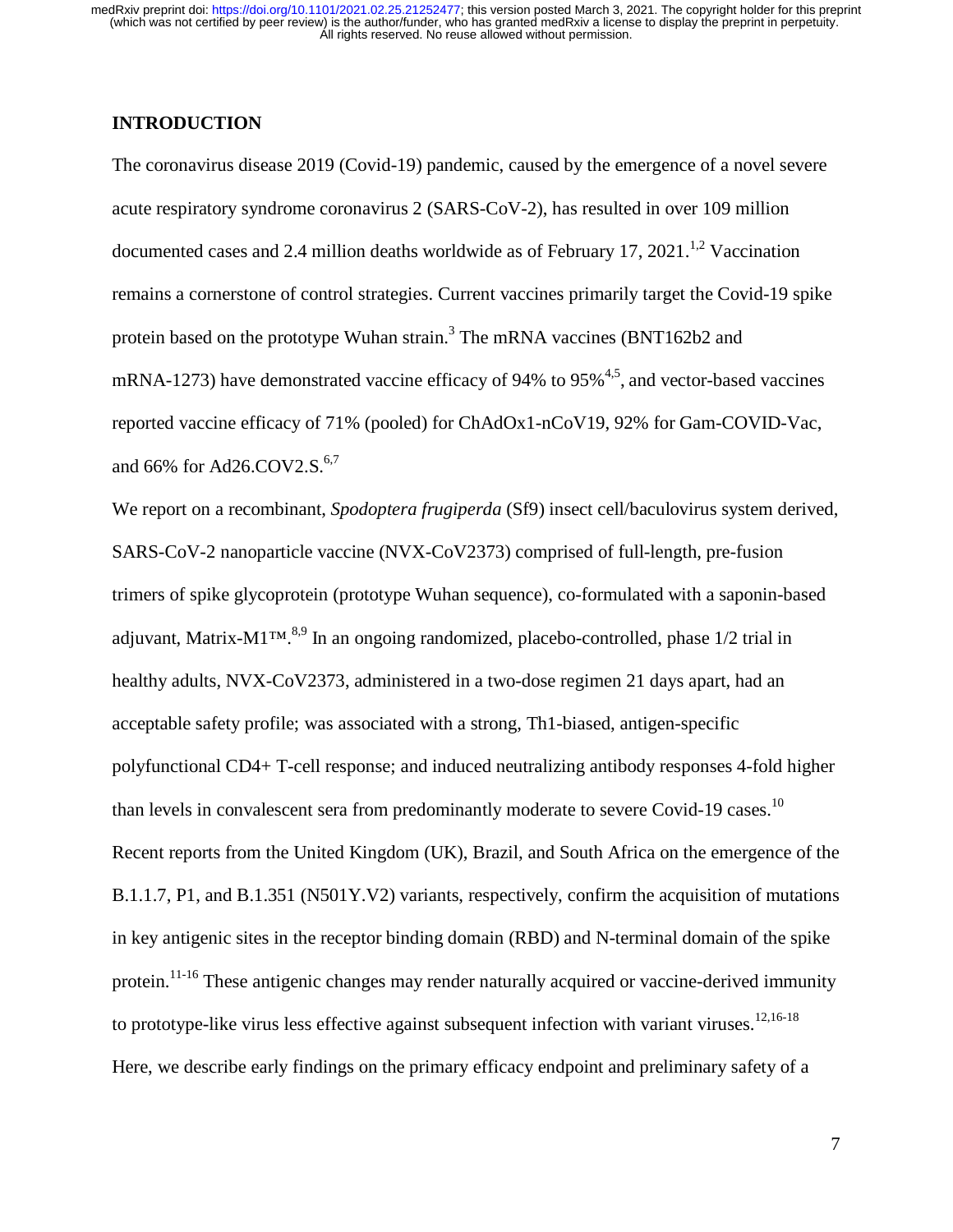## INTRODUCTION

The coronavirus disease 2019 (Covid-19) pandemic, caused by the emergence of a novel severe acute respiratory syndrome coronavirus 2 (SARS-CoV-2), has resulted in over 109 million documented cases and 2.4 million deaths worldwide as of February 17, 2021.[1,2] Vaccination remains a cornerstone of control strategies. Current vaccines primarily target the Covid-19 spike protein based on the prototype Wuhan strain.[3] The mRNA vaccines (BNT162b2 and mRNA-1273) have demonstrated vaccine efficacy of 94% to 95%[4,5], and vector-based vaccines reported vaccine efficacy of 71% (pooled) for ChAdOx1-nCoV19, 92% for Gam-COVID-Vac, and 66% for Ad26.COV2.S.[6,7]

We report on a recombinant, *Spodoptera frugiperda* (Sf9) insect cell/baculovirus system derived, SARS-CoV-2 nanoparticle vaccine (NVX-CoV2373) comprised of full-length, pre-fusion trimers of spike glycoprotein (prototype Wuhan sequence), co-formulated with a saponin-based adjuvant, Matrix-M1™.[8,9] In an ongoing randomized, placebo-controlled, phase 1/2 trial in healthy adults, NVX-CoV2373, administered in a two-dose regimen 21 days apart, had an acceptable safety profile; was associated with a strong, Th1-biased, antigen-specific polyfunctional CD4+ T-cell response; and induced neutralizing antibody responses 4-fold higher than levels in convalescent sera from predominantly moderate to severe Covid-19 cases.[10]

Recent reports from the United Kingdom (UK), Brazil, and South Africa on the emergence of the B.1.1.7, P1, and B.1.351 (N501Y.V2) variants, respectively, confirm the acquisition of mutations in key antigenic sites in the receptor binding domain (RBD) and N-terminal domain of the spike protein.[11-16] These antigenic changes may render naturally acquired or vaccine-derived immunity to prototype-like virus less effective against subsequent infection with variant viruses.[12,16-18]

Here, we describe early findings on the primary efficacy endpoint and preliminary safety of a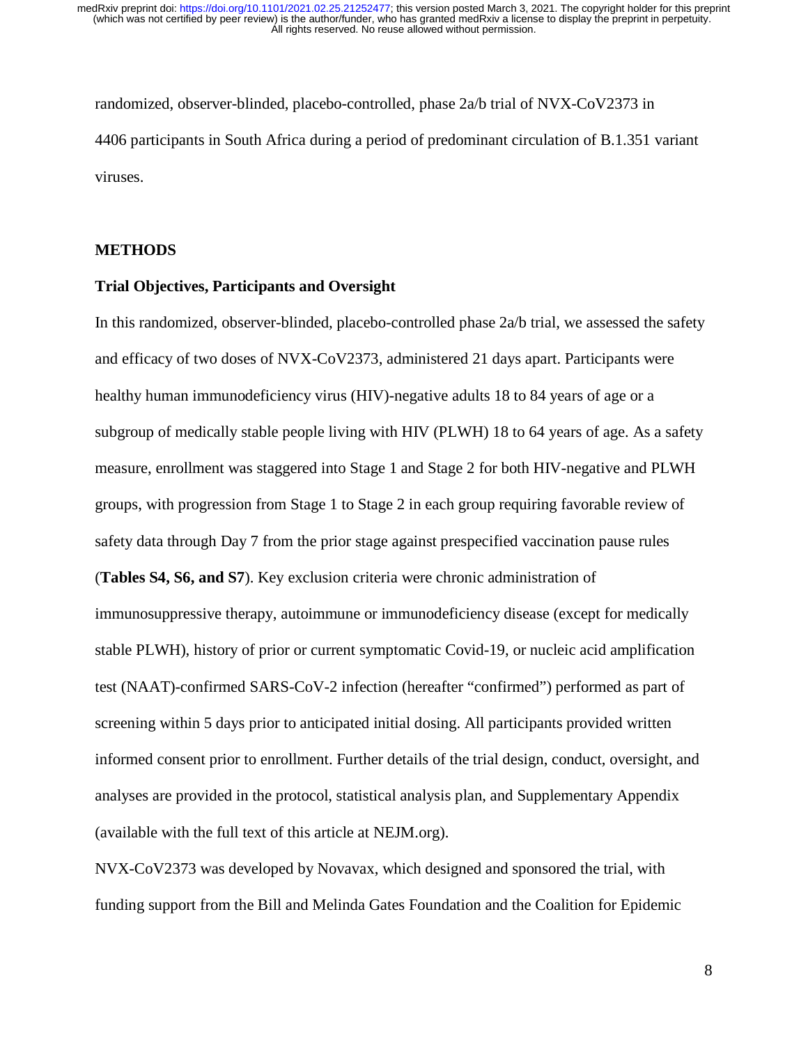randomized, observer-blinded, placebo-controlled, phase 2a/b trial of NVX-CoV2373 in 4406 participants in South Africa during a period of predominant circulation of B.1.351 variant viruses.

## METHODS

### Trial Objectives, Participants and Oversight

In this randomized, observer-blinded, placebo-controlled phase 2a/b trial, we assessed the safety and efficacy of two doses of NVX-CoV2373, administered 21 days apart. Participants were healthy human immunodeficiency virus (HIV)-negative adults 18 to 84 years of age or a subgroup of medically stable people living with HIV (PLWH) 18 to 64 years of age. As a safety measure, enrollment was staggered into Stage 1 and Stage 2 for both HIV-negative and PLWH groups, with progression from Stage 1 to Stage 2 in each group requiring favorable review of safety data through Day 7 from the prior stage against prespecified vaccination pause rules (**Tables S4, S6, and S7**). Key exclusion criteria were chronic administration of immunosuppressive therapy, autoimmune or immunodeficiency disease (except for medically stable PLWH), history of prior or current symptomatic Covid-19, or nucleic acid amplification test (NAAT)-confirmed SARS-CoV-2 infection (hereafter "confirmed") performed as part of screening within 5 days prior to anticipated initial dosing. All participants provided written informed consent prior to enrollment. Further details of the trial design, conduct, oversight, and analyses are provided in the protocol, statistical analysis plan, and Supplementary Appendix (available with the full text of this article at NEJM.org).

NVX-CoV2373 was developed by Novavax, which designed and sponsored the trial, with funding support from the Bill and Melinda Gates Foundation and the Coalition for Epidemic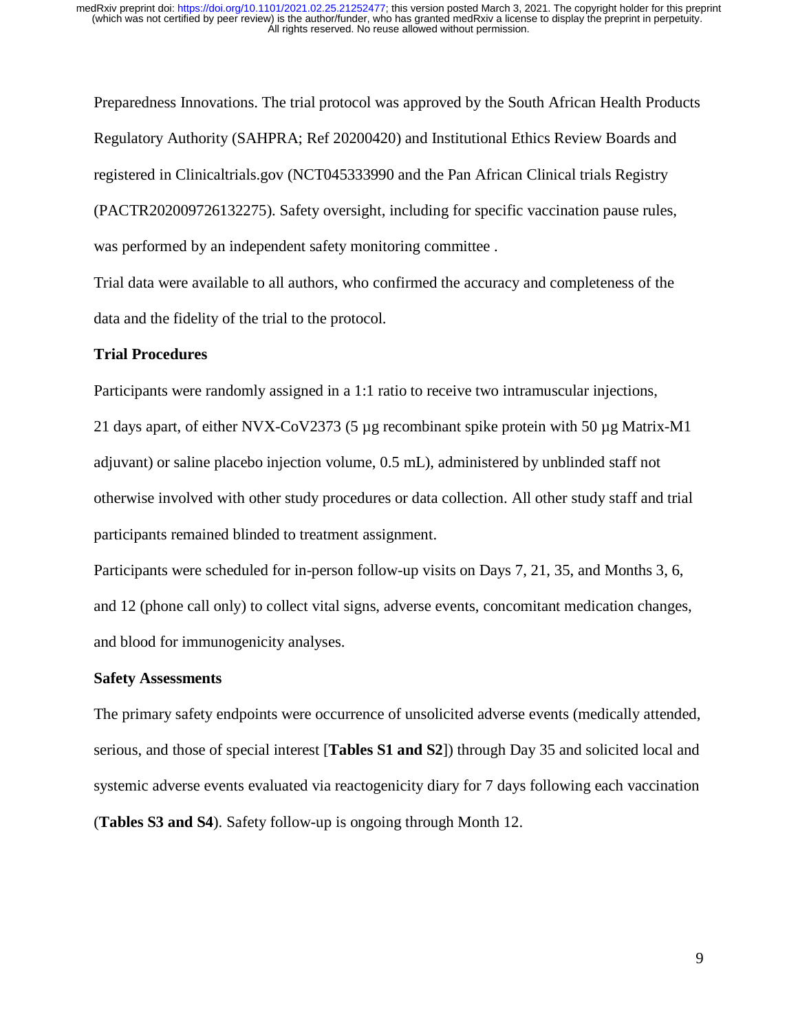Preparedness Innovations. The trial protocol was approved by the South African Health Products Regulatory Authority (SAHPRA; Ref 20200420) and Institutional Ethics Review Boards and registered in Clinicaltrials.gov (NCT045333990 and the Pan African Clinical trials Registry (PACTR202009726132275). Safety oversight, including for specific vaccination pause rules, was performed by an independent safety monitoring committee .

Trial data were available to all authors, who confirmed the accuracy and completeness of the data and the fidelity of the trial to the protocol.

### Trial Procedures

Participants were randomly assigned in a 1:1 ratio to receive two intramuscular injections, 21 days apart, of either NVX-CoV2373 (5 µg recombinant spike protein with 50 µg Matrix-M1 adjuvant) or saline placebo injection volume, 0.5 mL), administered by unblinded staff not otherwise involved with other study procedures or data collection. All other study staff and trial participants remained blinded to treatment assignment.

Participants were scheduled for in-person follow-up visits on Days 7, 21, 35, and Months 3, 6, and 12 (phone call only) to collect vital signs, adverse events, concomitant medication changes, and blood for immunogenicity analyses.

### Safety Assessments

The primary safety endpoints were occurrence of unsolicited adverse events (medically attended, serious, and those of special interest [**Tables S1 and S2**]) through Day 35 and solicited local and systemic adverse events evaluated via reactogenicity diary for 7 days following each vaccination (**Tables S3 and S4**). Safety follow-up is ongoing through Month 12.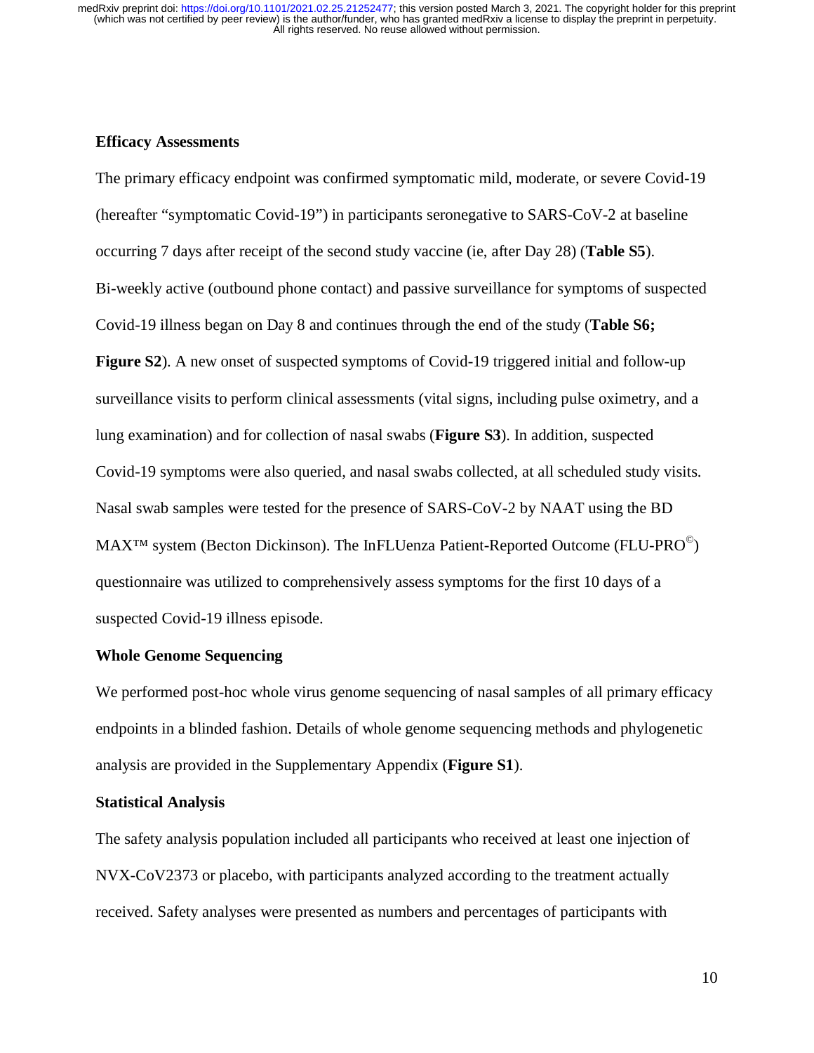**Efficacy Assessments**

The primary efficacy endpoint was confirmed symptomatic mild, moderate, or severe Covid-19 (hereafter "symptomatic Covid-19") in participants seronegative to SARS-CoV-2 at baseline occurring 7 days after receipt of the second study vaccine (ie, after Day 28) (**Table S5**). Bi-weekly active (outbound phone contact) and passive surveillance for symptoms of suspected Covid-19 illness began on Day 8 and continues through the end of the study (**Table S6; Figure S2**). A new onset of suspected symptoms of Covid-19 triggered initial and follow-up surveillance visits to perform clinical assessments (vital signs, including pulse oximetry, and a lung examination) and for collection of nasal swabs (**Figure S3**). In addition, suspected Covid-19 symptoms were also queried, and nasal swabs collected, at all scheduled study visits. Nasal swab samples were tested for the presence of SARS-CoV-2 by NAAT using the BD MAX™ system (Becton Dickinson). The InFLUenza Patient-Reported Outcome (FLU-PRO©) questionnaire was utilized to comprehensively assess symptoms for the first 10 days of a suspected Covid-19 illness episode.

**Whole Genome Sequencing**

We performed post-hoc whole virus genome sequencing of nasal samples of all primary efficacy endpoints in a blinded fashion. Details of whole genome sequencing methods and phylogenetic analysis are provided in the Supplementary Appendix (**Figure S1**).

**Statistical Analysis**

The safety analysis population included all participants who received at least one injection of NVX-CoV2373 or placebo, with participants analyzed according to the treatment actually received. Safety analyses were presented as numbers and percentages of participants with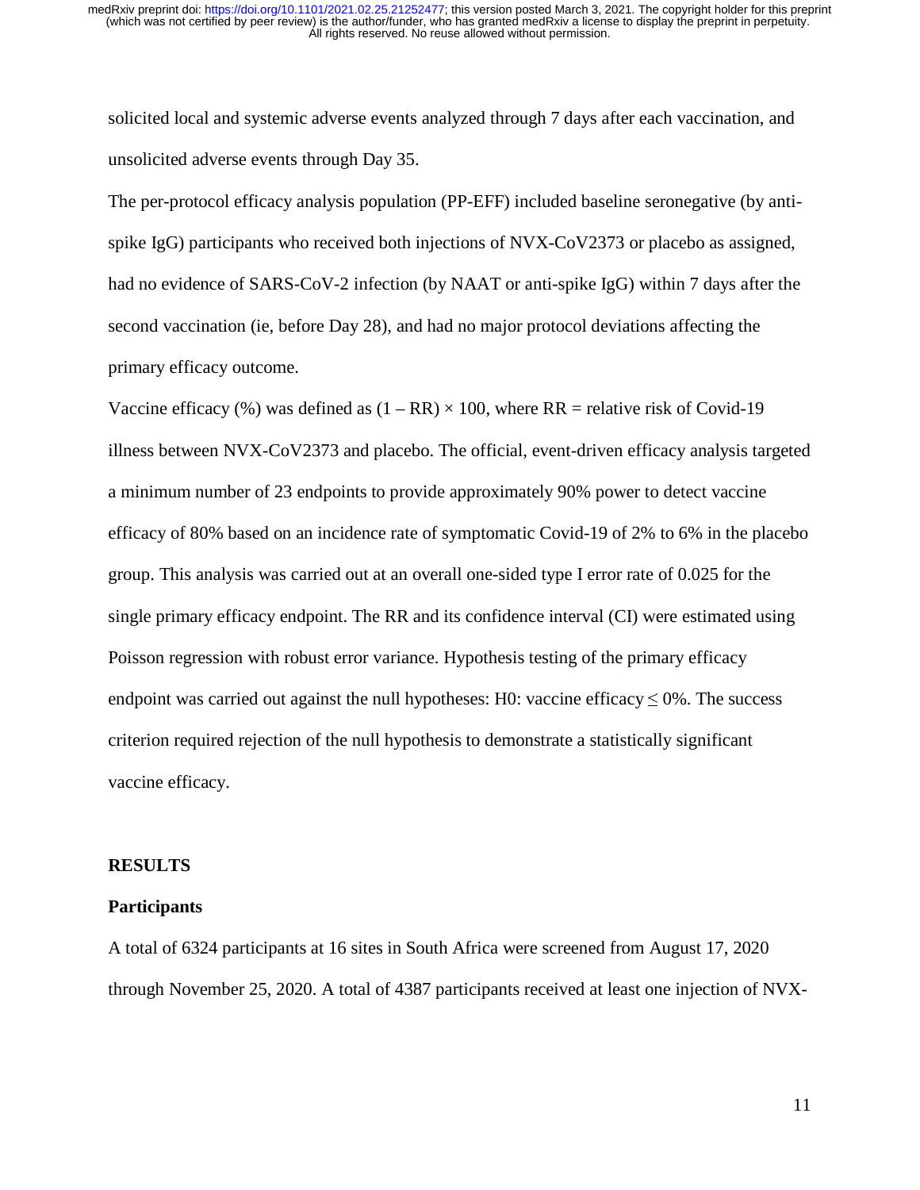solicited local and systemic adverse events analyzed through 7 days after each vaccination, and unsolicited adverse events through Day 35.

The per-protocol efficacy analysis population (PP-EFF) included baseline seronegative (by anti-spike IgG) participants who received both injections of NVX-CoV2373 or placebo as assigned, had no evidence of SARS-CoV-2 infection (by NAAT or anti-spike IgG) within 7 days after the second vaccination (ie, before Day 28), and had no major protocol deviations affecting the primary efficacy outcome.

Vaccine efficacy (%) was defined as $(1 - RR) \times 100$, where RR = relative risk of Covid-19 illness between NVX-CoV2373 and placebo. The official, event-driven efficacy analysis targeted a minimum number of 23 endpoints to provide approximately 90% power to detect vaccine efficacy of 80% based on an incidence rate of symptomatic Covid-19 of 2% to 6% in the placebo group. This analysis was carried out at an overall one-sided type I error rate of 0.025 for the single primary efficacy endpoint. The RR and its confidence interval (CI) were estimated using Poisson regression with robust error variance. Hypothesis testing of the primary efficacy endpoint was carried out against the null hypotheses: H0: vaccine efficacy $\leq$ 0%. The success criterion required rejection of the null hypothesis to demonstrate a statistically significant vaccine efficacy.

## RESULTS

### Participants

A total of 6324 participants at 16 sites in South Africa were screened from August 17, 2020 through November 25, 2020. A total of 4387 participants received at least one injection of NVX-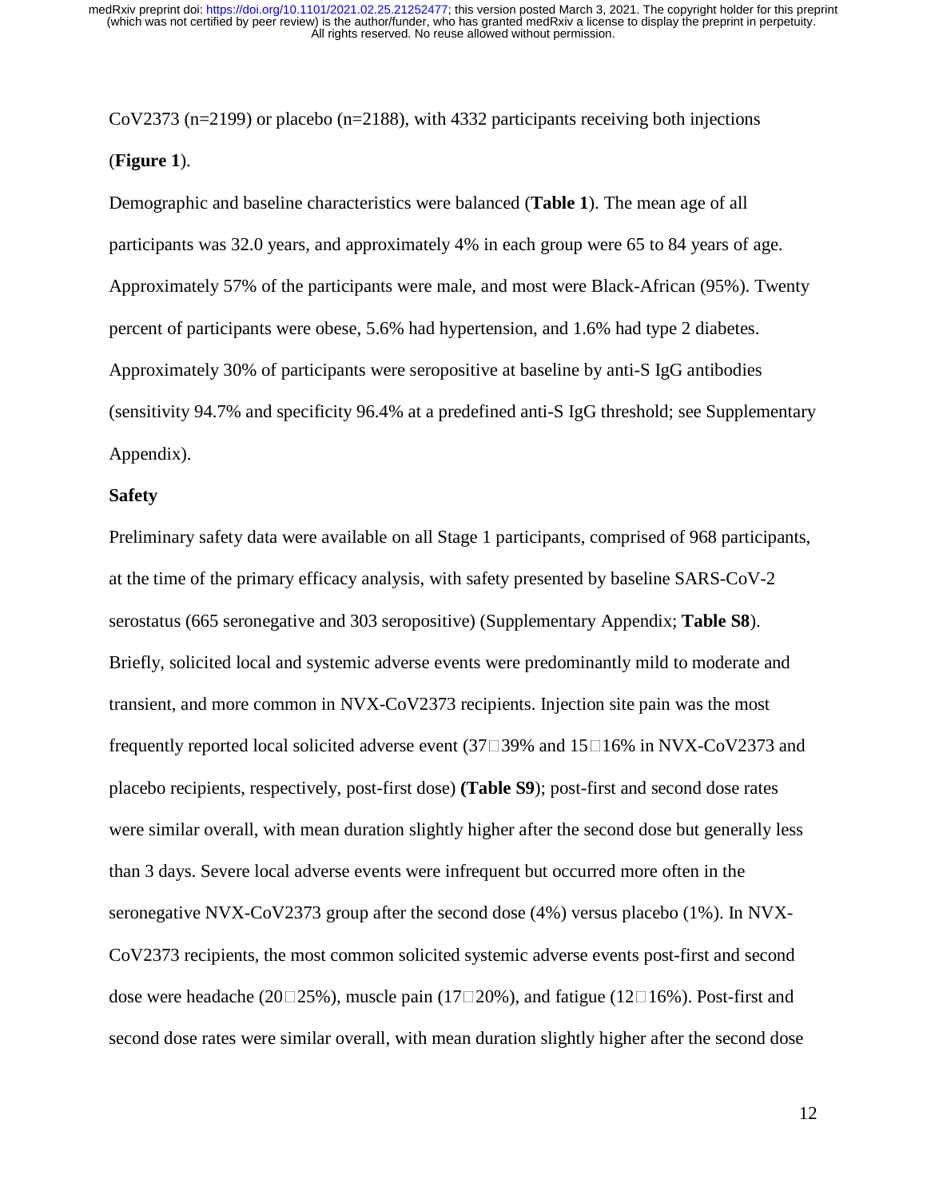CoV2373 (n=2199) or placebo (n=2188), with 4332 participants receiving both injections (**Figure 1**).

Demographic and baseline characteristics were balanced (**Table 1**). The mean age of all participants was 32.0 years, and approximately 4% in each group were 65 to 84 years of age. Approximately 57% of the participants were male, and most were Black-African (95%). Twenty percent of participants were obese, 5.6% had hypertension, and 1.6% had type 2 diabetes. Approximately 30% of participants were seropositive at baseline by anti-S IgG antibodies (sensitivity 94.7% and specificity 96.4% at a predefined anti-S IgG threshold; see Supplementary Appendix).

**Safety**

Preliminary safety data were available on all Stage 1 participants, comprised of 968 participants, at the time of the primary efficacy analysis, with safety presented by baseline SARS-CoV-2 serostatus (665 seronegative and 303 seropositive) (Supplementary Appendix; **Table S8**). Briefly, solicited local and systemic adverse events were predominantly mild to moderate and transient, and more common in NVX-CoV2373 recipients. Injection site pain was the most frequently reported local solicited adverse event (37□39% and 15□16% in NVX-CoV2373 and placebo recipients, respectively, post-first dose) **(Table S9**); post-first and second dose rates were similar overall, with mean duration slightly higher after the second dose but generally less than 3 days. Severe local adverse events were infrequent but occurred more often in the seronegative NVX-CoV2373 group after the second dose (4%) versus placebo (1%). In NVX-CoV2373 recipients, the most common solicited systemic adverse events post-first and second dose were headache (20□25%), muscle pain (17□20%), and fatigue (12□16%). Post-first and second dose rates were similar overall, with mean duration slightly higher after the second dose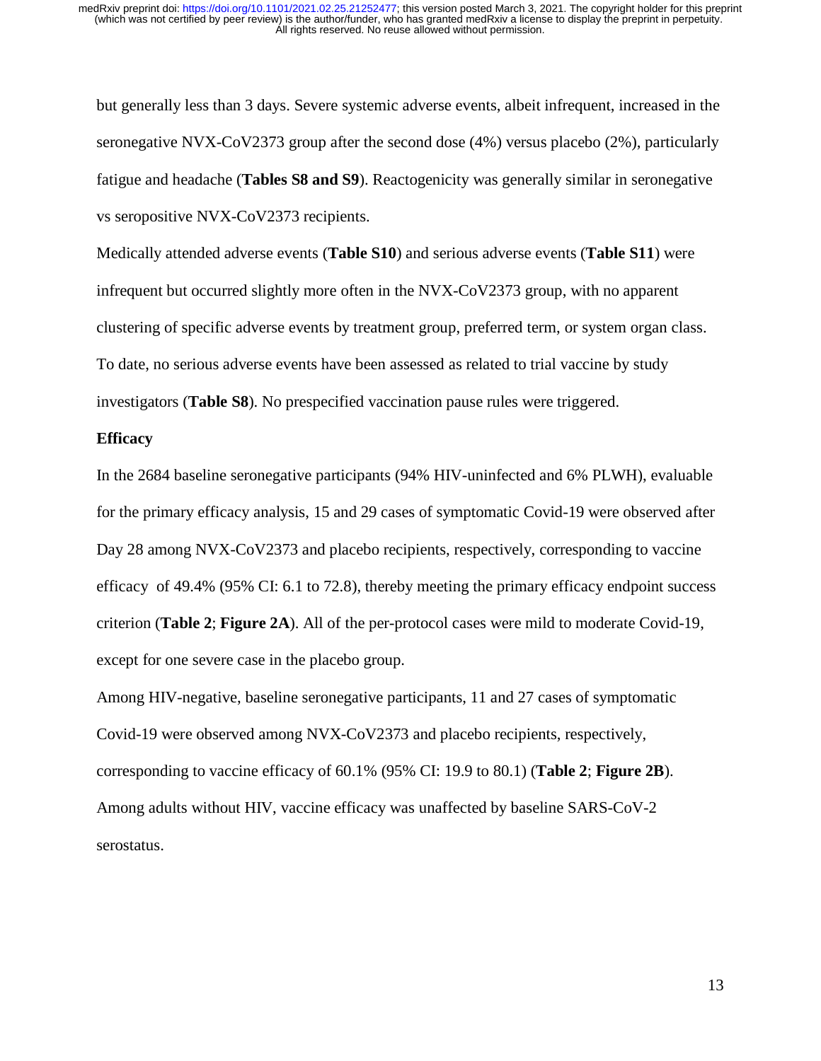but generally less than 3 days. Severe systemic adverse events, albeit infrequent, increased in the seronegative NVX-CoV2373 group after the second dose (4%) versus placebo (2%), particularly fatigue and headache (**Tables S8 and S9**). Reactogenicity was generally similar in seronegative vs seropositive NVX-CoV2373 recipients.

Medically attended adverse events (**Table S10**) and serious adverse events (**Table S11**) were infrequent but occurred slightly more often in the NVX-CoV2373 group, with no apparent clustering of specific adverse events by treatment group, preferred term, or system organ class. To date, no serious adverse events have been assessed as related to trial vaccine by study investigators (**Table S8**). No prespecified vaccination pause rules were triggered.

**Efficacy**

In the 2684 baseline seronegative participants (94% HIV-uninfected and 6% PLWH), evaluable for the primary efficacy analysis, 15 and 29 cases of symptomatic Covid-19 were observed after Day 28 among NVX-CoV2373 and placebo recipients, respectively, corresponding to vaccine efficacy of 49.4% (95% CI: 6.1 to 72.8), thereby meeting the primary efficacy endpoint success criterion (**Table 2**; **Figure 2A**). All of the per-protocol cases were mild to moderate Covid-19, except for one severe case in the placebo group.

Among HIV-negative, baseline seronegative participants, 11 and 27 cases of symptomatic Covid-19 were observed among NVX-CoV2373 and placebo recipients, respectively, corresponding to vaccine efficacy of 60.1% (95% CI: 19.9 to 80.1) (**Table 2**; **Figure 2B**). Among adults without HIV, vaccine efficacy was unaffected by baseline SARS-CoV-2 serostatus.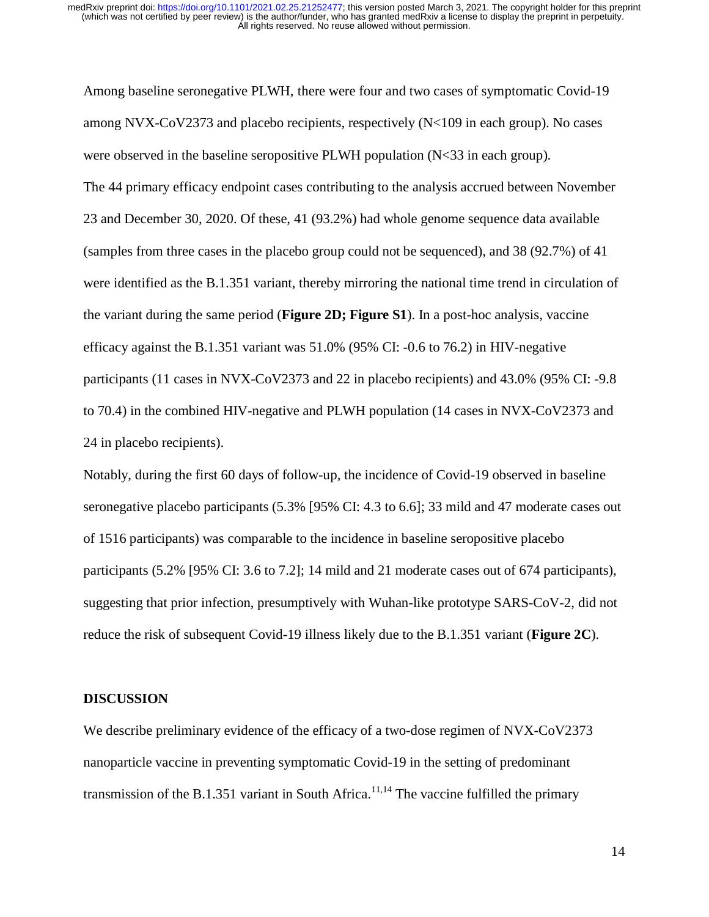Among baseline seronegative PLWH, there were four and two cases of symptomatic Covid-19 among NVX-CoV2373 and placebo recipients, respectively (N<109 in each group). No cases were observed in the baseline seropositive PLWH population (N<33 in each group).

The 44 primary efficacy endpoint cases contributing to the analysis accrued between November 23 and December 30, 2020. Of these, 41 (93.2%) had whole genome sequence data available (samples from three cases in the placebo group could not be sequenced), and 38 (92.7%) of 41 were identified as the B.1.351 variant, thereby mirroring the national time trend in circulation of the variant during the same period (**Figure 2D; Figure S1**). In a post-hoc analysis, vaccine efficacy against the B.1.351 variant was 51.0% (95% CI: -0.6 to 76.2) in HIV-negative participants (11 cases in NVX-CoV2373 and 22 in placebo recipients) and 43.0% (95% CI: -9.8 to 70.4) in the combined HIV-negative and PLWH population (14 cases in NVX-CoV2373 and 24 in placebo recipients).

Notably, during the first 60 days of follow-up, the incidence of Covid-19 observed in baseline seronegative placebo participants (5.3% [95% CI: 4.3 to 6.6]; 33 mild and 47 moderate cases out of 1516 participants) was comparable to the incidence in baseline seropositive placebo participants (5.2% [95% CI: 3.6 to 7.2]; 14 mild and 21 moderate cases out of 674 participants), suggesting that prior infection, presumptively with Wuhan-like prototype SARS-CoV-2, did not reduce the risk of subsequent Covid-19 illness likely due to the B.1.351 variant (**Figure 2C**).

## DISCUSSION

We describe preliminary evidence of the efficacy of a two-dose regimen of NVX-CoV2373 nanoparticle vaccine in preventing symptomatic Covid-19 in the setting of predominant transmission of the B.1.351 variant in South Africa.[11,14] The vaccine fulfilled the primary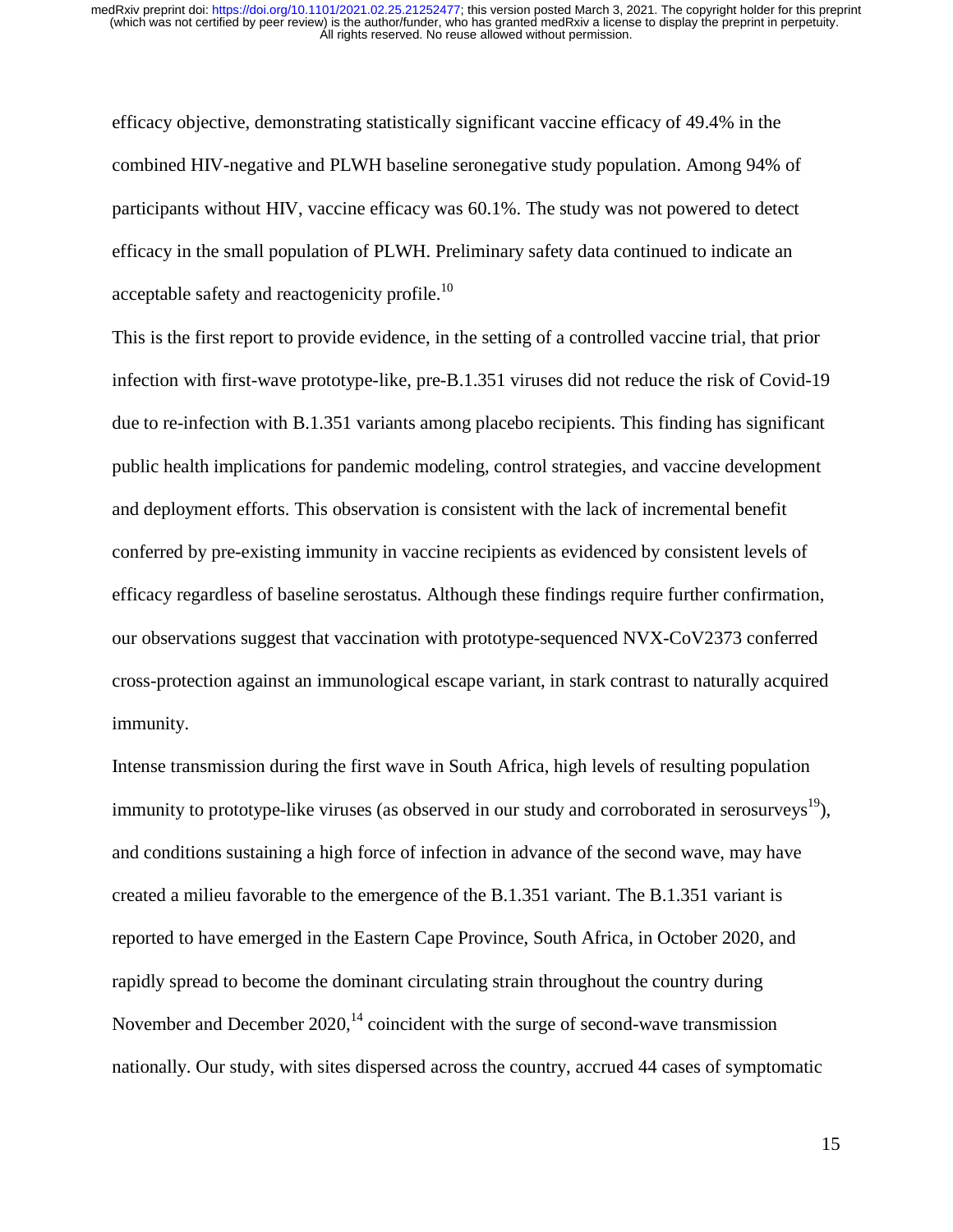efficacy objective, demonstrating statistically significant vaccine efficacy of 49.4% in the combined HIV-negative and PLWH baseline seronegative study population. Among 94% of participants without HIV, vaccine efficacy was 60.1%. The study was not powered to detect efficacy in the small population of PLWH. Preliminary safety data continued to indicate an acceptable safety and reactogenicity profile.[10]

This is the first report to provide evidence, in the setting of a controlled vaccine trial, that prior infection with first-wave prototype-like, pre-B.1.351 viruses did not reduce the risk of Covid-19 due to re-infection with B.1.351 variants among placebo recipients. This finding has significant public health implications for pandemic modeling, control strategies, and vaccine development and deployment efforts. This observation is consistent with the lack of incremental benefit conferred by pre-existing immunity in vaccine recipients as evidenced by consistent levels of efficacy regardless of baseline serostatus. Although these findings require further confirmation, our observations suggest that vaccination with prototype-sequenced NVX-CoV2373 conferred cross-protection against an immunological escape variant, in stark contrast to naturally acquired immunity.

Intense transmission during the first wave in South Africa, high levels of resulting population immunity to prototype-like viruses (as observed in our study and corroborated in serosurveys[19]), and conditions sustaining a high force of infection in advance of the second wave, may have created a milieu favorable to the emergence of the B.1.351 variant. The B.1.351 variant is reported to have emerged in the Eastern Cape Province, South Africa, in October 2020, and rapidly spread to become the dominant circulating strain throughout the country during November and December 2020,[14] coincident with the surge of second-wave transmission nationally. Our study, with sites dispersed across the country, accrued 44 cases of symptomatic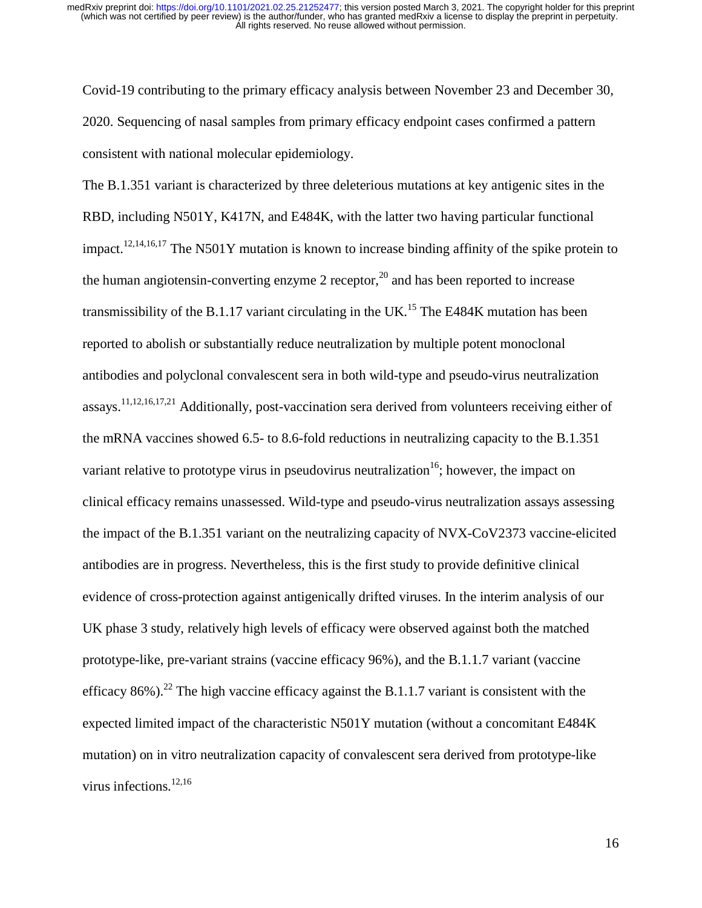Covid-19 contributing to the primary efficacy analysis between November 23 and December 30, 2020. Sequencing of nasal samples from primary efficacy endpoint cases confirmed a pattern consistent with national molecular epidemiology.

The B.1.351 variant is characterized by three deleterious mutations at key antigenic sites in the RBD, including N501Y, K417N, and E484K, with the latter two having particular functional impact.[12,14,16,17] The N501Y mutation is known to increase binding affinity of the spike protein to the human angiotensin-converting enzyme 2 receptor,[20] and has been reported to increase transmissibility of the B.1.17 variant circulating in the UK.[15] The E484K mutation has been reported to abolish or substantially reduce neutralization by multiple potent monoclonal antibodies and polyclonal convalescent sera in both wild-type and pseudo-virus neutralization assays.[11,12,16,17,21] Additionally, post-vaccination sera derived from volunteers receiving either of the mRNA vaccines showed 6.5- to 8.6-fold reductions in neutralizing capacity to the B.1.351 variant relative to prototype virus in pseudovirus neutralization[16]; however, the impact on clinical efficacy remains unassessed. Wild-type and pseudo-virus neutralization assays assessing the impact of the B.1.351 variant on the neutralizing capacity of NVX-CoV2373 vaccine-elicited antibodies are in progress. Nevertheless, this is the first study to provide definitive clinical evidence of cross-protection against antigenically drifted viruses. In the interim analysis of our UK phase 3 study, relatively high levels of efficacy were observed against both the matched prototype-like, pre-variant strains (vaccine efficacy 96%), and the B.1.1.7 variant (vaccine efficacy 86%).[22] The high vaccine efficacy against the B.1.1.7 variant is consistent with the expected limited impact of the characteristic N501Y mutation (without a concomitant E484K mutation) on in vitro neutralization capacity of convalescent sera derived from prototype-like virus infections.[12,16]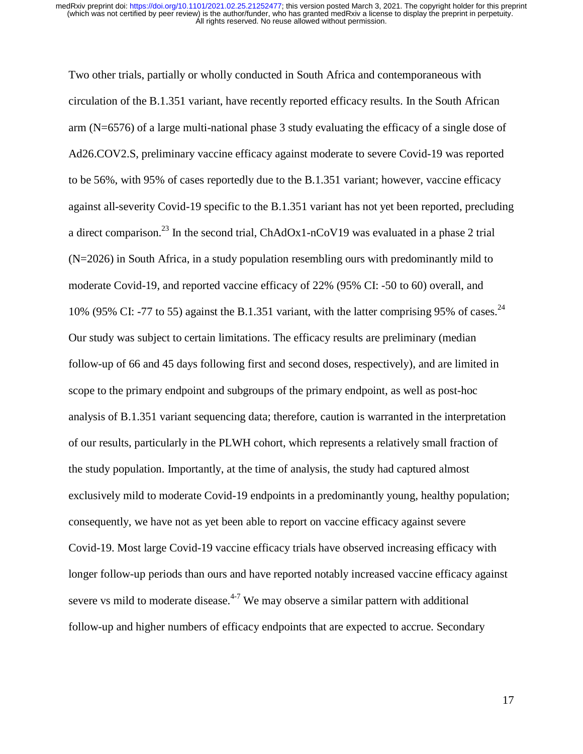Two other trials, partially or wholly conducted in South Africa and contemporaneous with circulation of the B.1.351 variant, have recently reported efficacy results. In the South African arm (N=6576) of a large multi-national phase 3 study evaluating the efficacy of a single dose of Ad26.COV2.S, preliminary vaccine efficacy against moderate to severe Covid-19 was reported to be 56%, with 95% of cases reportedly due to the B.1.351 variant; however, vaccine efficacy against all-severity Covid-19 specific to the B.1.351 variant has not yet been reported, precluding a direct comparison.[23] In the second trial, ChAdOx1-nCoV19 was evaluated in a phase 2 trial (N=2026) in South Africa, in a study population resembling ours with predominantly mild to moderate Covid-19, and reported vaccine efficacy of 22% (95% CI: -50 to 60) overall, and 10% (95% CI: -77 to 55) against the B.1.351 variant, with the latter comprising 95% of cases.[24]

Our study was subject to certain limitations. The efficacy results are preliminary (median follow-up of 66 and 45 days following first and second doses, respectively), and are limited in scope to the primary endpoint and subgroups of the primary endpoint, as well as post-hoc analysis of B.1.351 variant sequencing data; therefore, caution is warranted in the interpretation of our results, particularly in the PLWH cohort, which represents a relatively small fraction of the study population. Importantly, at the time of analysis, the study had captured almost exclusively mild to moderate Covid-19 endpoints in a predominantly young, healthy population; consequently, we have not as yet been able to report on vaccine efficacy against severe Covid-19. Most large Covid-19 vaccine efficacy trials have observed increasing efficacy with longer follow-up periods than ours and have reported notably increased vaccine efficacy against severe vs mild to moderate disease.[4-7] We may observe a similar pattern with additional follow-up and higher numbers of efficacy endpoints that are expected to accrue. Secondary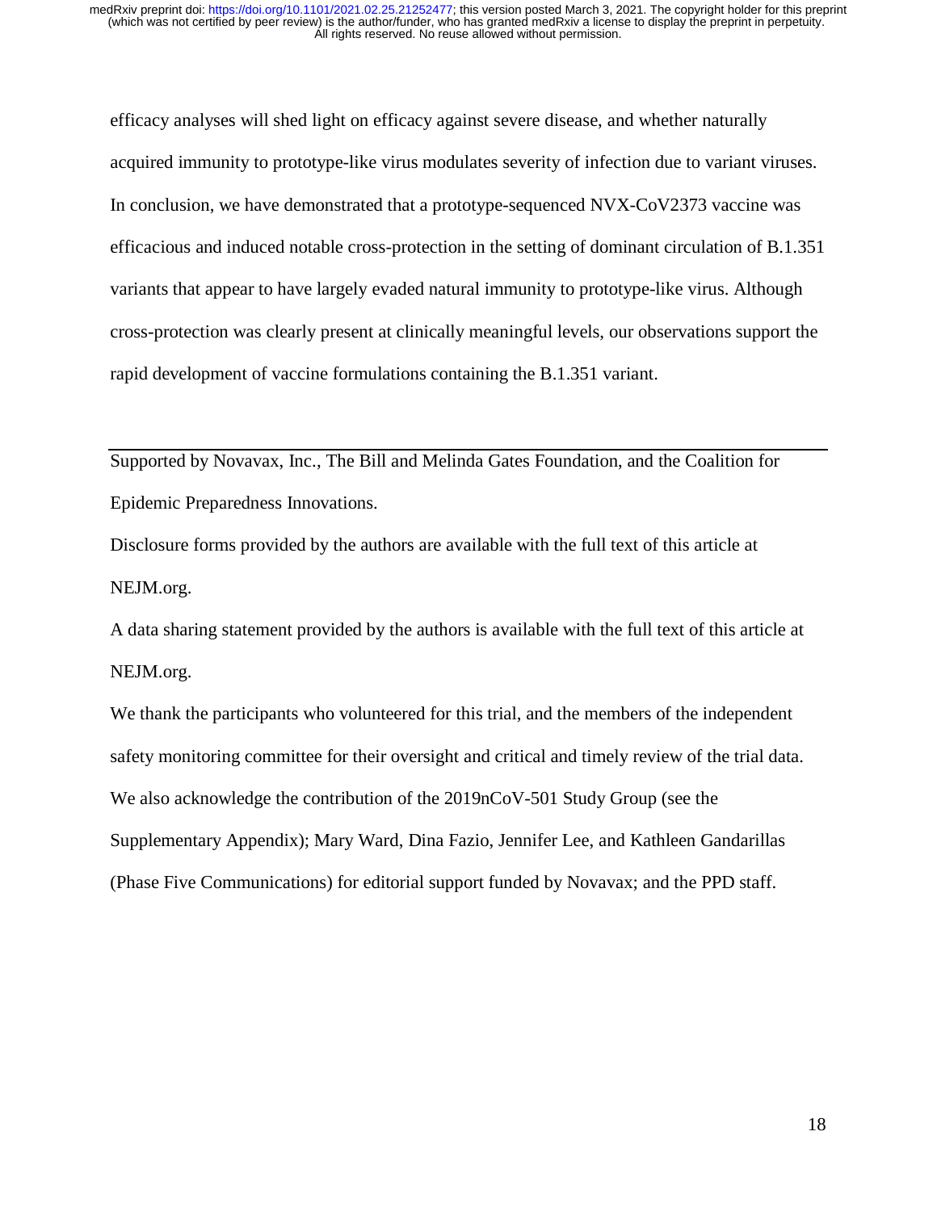efficacy analyses will shed light on efficacy against severe disease, and whether naturally acquired immunity to prototype-like virus modulates severity of infection due to variant viruses. In conclusion, we have demonstrated that a prototype-sequenced NVX-CoV2373 vaccine was efficacious and induced notable cross-protection in the setting of dominant circulation of B.1.351 variants that appear to have largely evaded natural immunity to prototype-like virus. Although cross-protection was clearly present at clinically meaningful levels, our observations support the rapid development of vaccine formulations containing the B.1.351 variant.

---

Supported by Novavax, Inc., The Bill and Melinda Gates Foundation, and the Coalition for Epidemic Preparedness Innovations.

Disclosure forms provided by the authors are available with the full text of this article at NEJM.org.

A data sharing statement provided by the authors is available with the full text of this article at NEJM.org.

We thank the participants who volunteered for this trial, and the members of the independent safety monitoring committee for their oversight and critical and timely review of the trial data. We also acknowledge the contribution of the 2019nCoV-501 Study Group (see the Supplementary Appendix); Mary Ward, Dina Fazio, Jennifer Lee, and Kathleen Gandarillas (Phase Five Communications) for editorial support funded by Novavax; and the PPD staff.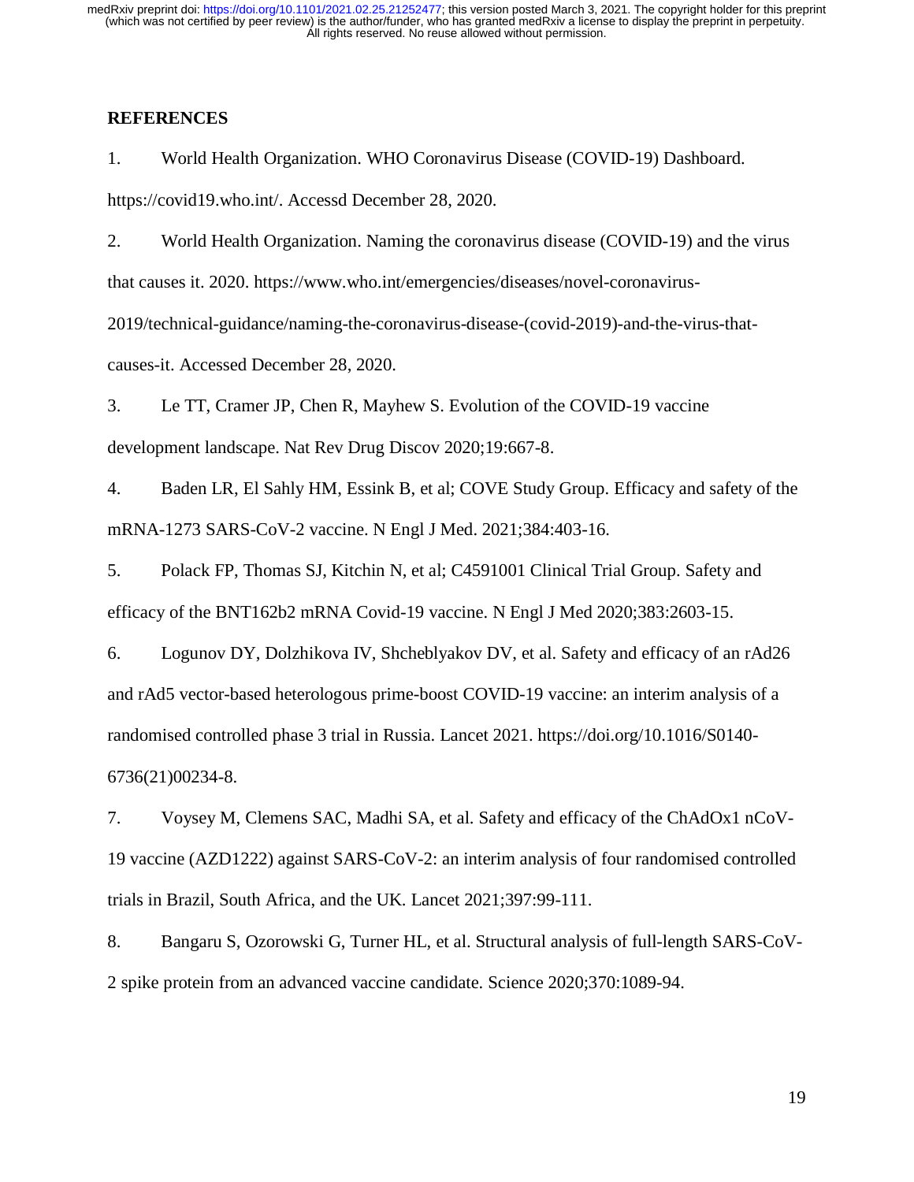## REFERENCES

1. World Health Organization. WHO Coronavirus Disease (COVID-19) Dashboard. https://covid19.who.int/. Accessd December 28, 2020.

2. World Health Organization. Naming the coronavirus disease (COVID-19) and the virus that causes it. 2020. https://www.who.int/emergencies/diseases/novel-coronavirus-2019/technical-guidance/naming-the-coronavirus-disease-(covid-2019)-and-the-virus-that-causes-it. Accessed December 28, 2020.

3. Le TT, Cramer JP, Chen R, Mayhew S. Evolution of the COVID-19 vaccine development landscape. Nat Rev Drug Discov 2020;19:667-8.

4. Baden LR, El Sahly HM, Essink B, et al; COVE Study Group. Efficacy and safety of the mRNA-1273 SARS-CoV-2 vaccine. N Engl J Med. 2021;384:403-16.

5. Polack FP, Thomas SJ, Kitchin N, et al; C4591001 Clinical Trial Group. Safety and efficacy of the BNT162b2 mRNA Covid-19 vaccine. N Engl J Med 2020;383:2603-15.

6. Logunov DY, Dolzhikova IV, Shcheblyakov DV, et al. Safety and efficacy of an rAd26 and rAd5 vector-based heterologous prime-boost COVID-19 vaccine: an interim analysis of a randomised controlled phase 3 trial in Russia. Lancet 2021. https://doi.org/10.1016/S0140-6736(21)00234-8.

7. Voysey M, Clemens SAC, Madhi SA, et al. Safety and efficacy of the ChAdOx1 nCoV-19 vaccine (AZD1222) against SARS-CoV-2: an interim analysis of four randomised controlled trials in Brazil, South Africa, and the UK. Lancet 2021;397:99-111.

8. Bangaru S, Ozorowski G, Turner HL, et al. Structural analysis of full-length SARS-CoV-2 spike protein from an advanced vaccine candidate. Science 2020;370:1089-94.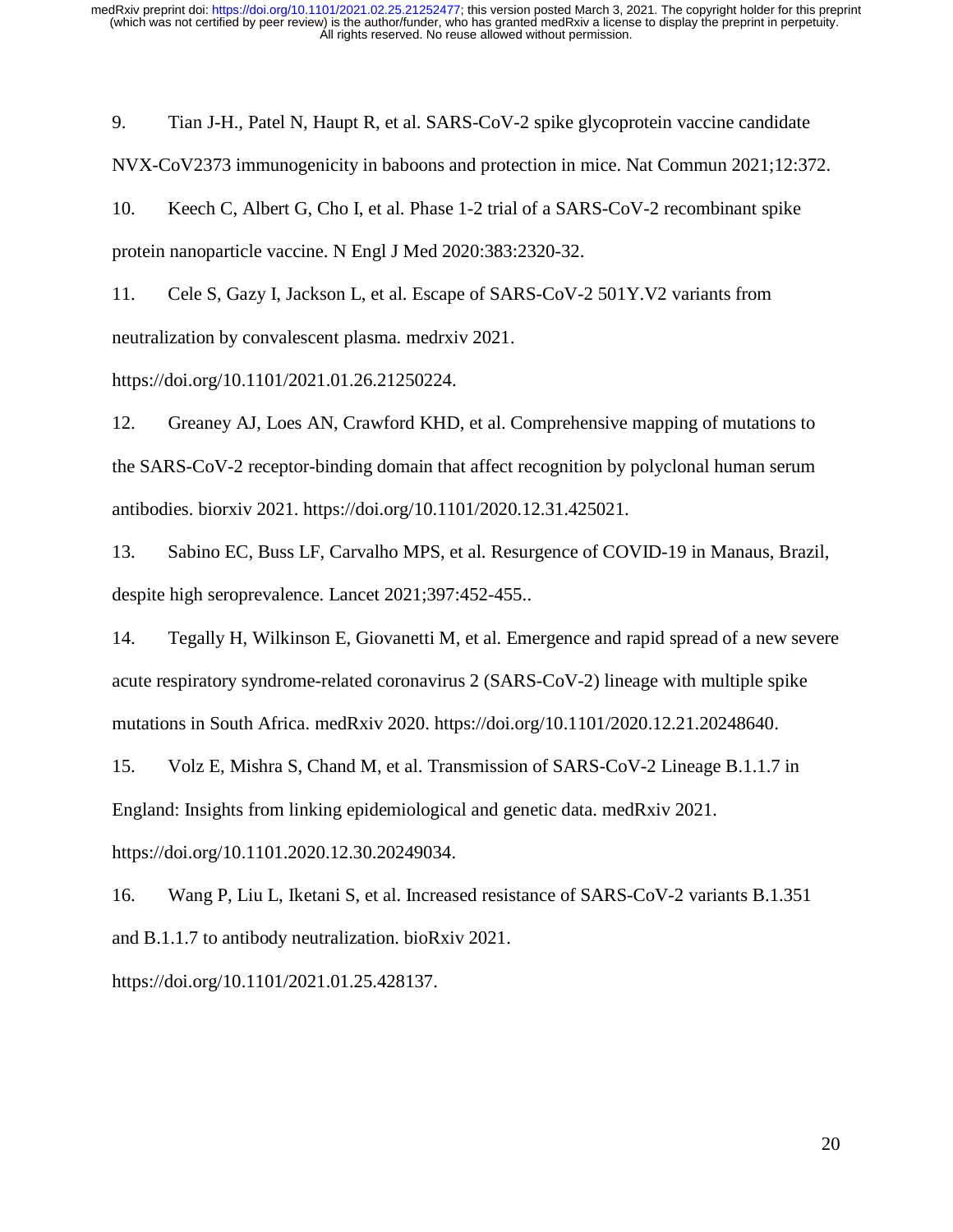9. Tian J-H., Patel N, Haupt R, et al. SARS-CoV-2 spike glycoprotein vaccine candidate NVX-CoV2373 immunogenicity in baboons and protection in mice. Nat Commun 2021;12:372.

10. Keech C, Albert G, Cho I, et al. Phase 1-2 trial of a SARS-CoV-2 recombinant spike protein nanoparticle vaccine. N Engl J Med 2020:383:2320-32.

11. Cele S, Gazy I, Jackson L, et al. Escape of SARS-CoV-2 501Y.V2 variants from neutralization by convalescent plasma. medrxiv 2021. https://doi.org/10.1101/2021.01.26.21250224.

12. Greaney AJ, Loes AN, Crawford KHD, et al. Comprehensive mapping of mutations to the SARS-CoV-2 receptor-binding domain that affect recognition by polyclonal human serum antibodies. biorxiv 2021. https://doi.org/10.1101/2020.12.31.425021.

13. Sabino EC, Buss LF, Carvalho MPS, et al. Resurgence of COVID-19 in Manaus, Brazil, despite high seroprevalence. Lancet 2021;397:452-455..

14. Tegally H, Wilkinson E, Giovanetti M, et al. Emergence and rapid spread of a new severe acute respiratory syndrome-related coronavirus 2 (SARS-CoV-2) lineage with multiple spike mutations in South Africa. medRxiv 2020. https://doi.org/10.1101/2020.12.21.20248640.

15. Volz E, Mishra S, Chand M, et al. Transmission of SARS-CoV-2 Lineage B.1.1.7 in England: Insights from linking epidemiological and genetic data. medRxiv 2021. https://doi.org/10.1101.2020.12.30.20249034.

16. Wang P, Liu L, Iketani S, et al. Increased resistance of SARS-CoV-2 variants B.1.351 and B.1.1.7 to antibody neutralization. bioRxiv 2021. https://doi.org/10.1101/2021.01.25.428137.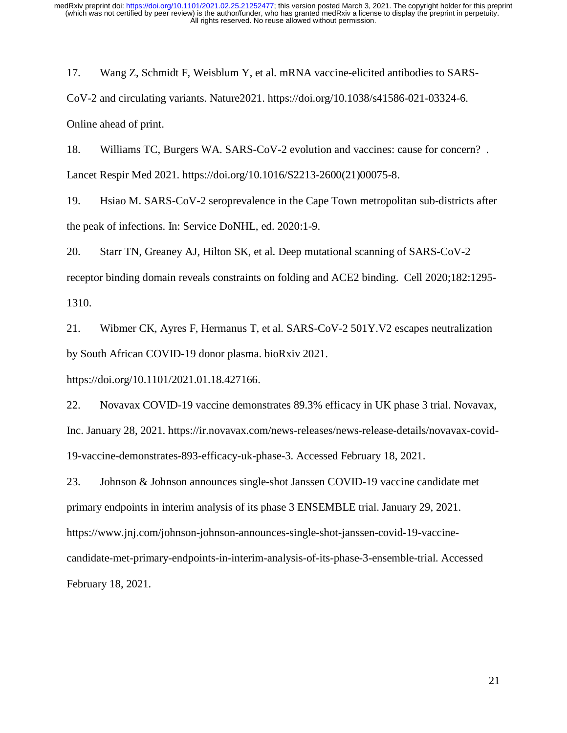17. Wang Z, Schmidt F, Weisblum Y, et al. mRNA vaccine-elicited antibodies to SARS-CoV-2 and circulating variants. Nature2021. https://doi.org/10.1038/s41586-021-03324-6. Online ahead of print.

18. Williams TC, Burgers WA. SARS-CoV-2 evolution and vaccines: cause for concern? . Lancet Respir Med 2021. https://doi.org/10.1016/S2213-2600(21)00075-8.

19. Hsiao M. SARS-CoV-2 seroprevalence in the Cape Town metropolitan sub-districts after the peak of infections. In: Service DoNHL, ed. 2020:1-9.

20. Starr TN, Greaney AJ, Hilton SK, et al. Deep mutational scanning of SARS-CoV-2 receptor binding domain reveals constraints on folding and ACE2 binding. Cell 2020;182:1295-1310.

21. Wibmer CK, Ayres F, Hermanus T, et al. SARS-CoV-2 501Y.V2 escapes neutralization by South African COVID-19 donor plasma. bioRxiv 2021. https://doi.org/10.1101/2021.01.18.427166.

22. Novavax COVID-19 vaccine demonstrates 89.3% efficacy in UK phase 3 trial. Novavax, Inc. January 28, 2021. https://ir.novavax.com/news-releases/news-release-details/novavax-covid-19-vaccine-demonstrates-893-efficacy-uk-phase-3. Accessed February 18, 2021.

23. Johnson & Johnson announces single-shot Janssen COVID-19 vaccine candidate met primary endpoints in interim analysis of its phase 3 ENSEMBLE trial. January 29, 2021. https://www.jnj.com/johnson-johnson-announces-single-shot-janssen-covid-19-vaccine-candidate-met-primary-endpoints-in-interim-analysis-of-its-phase-3-ensemble-trial. Accessed February 18, 2021.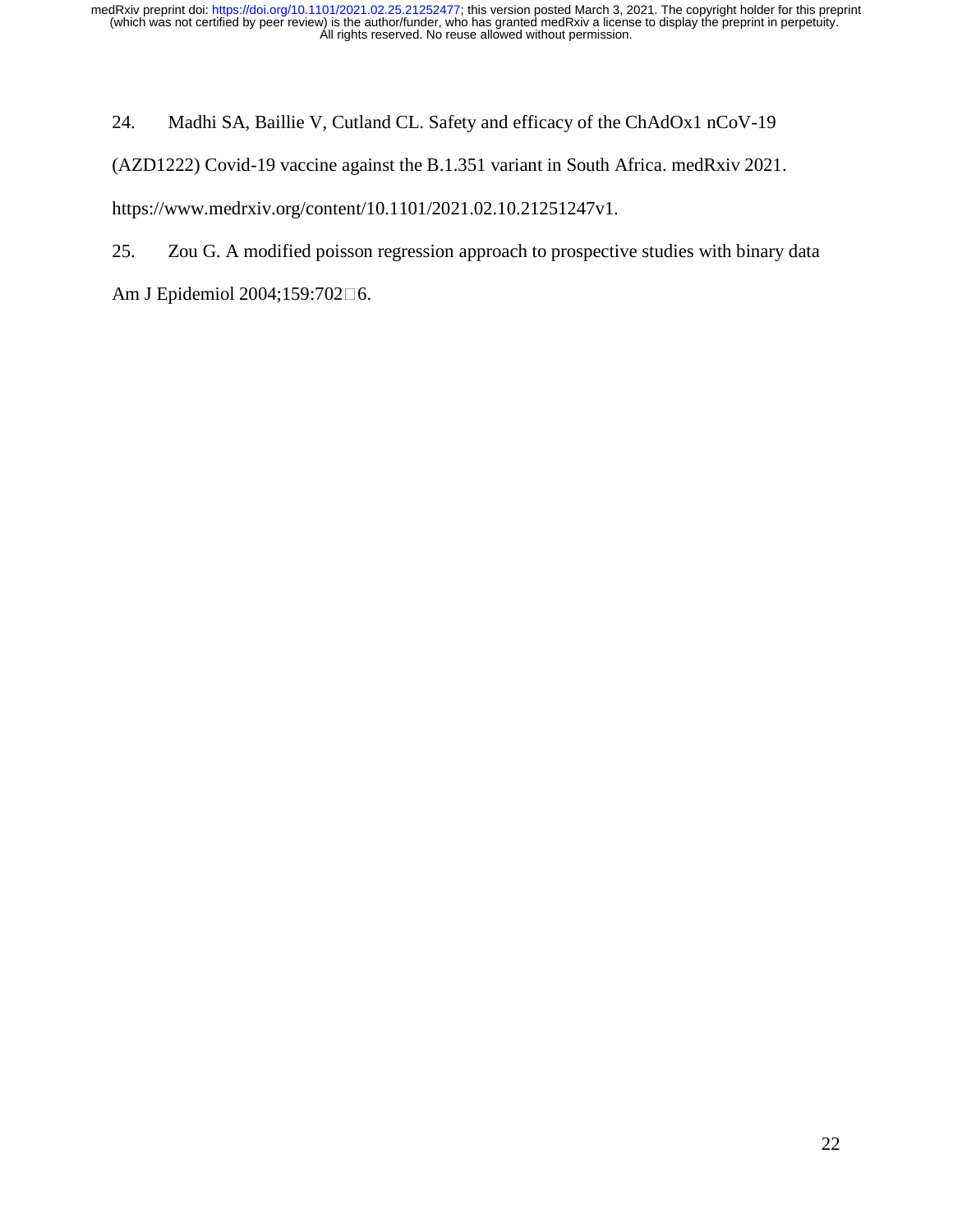24. Madhi SA, Baillie V, Cutland CL. Safety and efficacy of the ChAdOx1 nCoV-19 (AZD1222) Covid-19 vaccine against the B.1.351 variant in South Africa. medRxiv 2021. https://www.medrxiv.org/content/10.1101/2021.02.10.21251247v1.

25. Zou G. A modified poisson regression approach to prospective studies with binary data Am J Epidemiol 2004;159:702□6.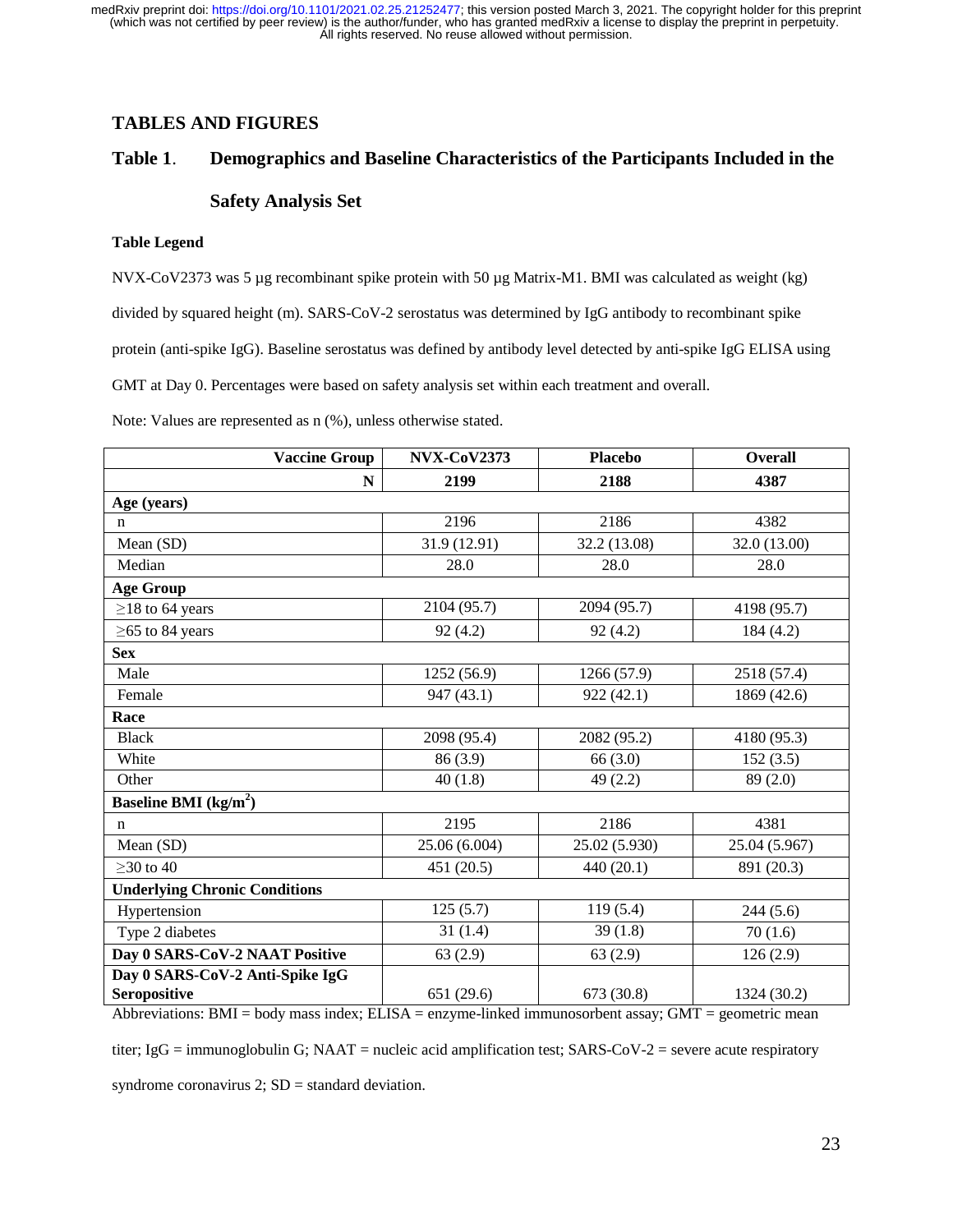## TABLES AND FIGURES

### Table 1. Demographics and Baseline Characteristics of the Participants Included in the Safety Analysis Set

**Table Legend**

NVX-CoV2373 was 5 µg recombinant spike protein with 50 µg Matrix-M1. BMI was calculated as weight (kg) divided by squared height (m). SARS-CoV-2 serostatus was determined by IgG antibody to recombinant spike protein (anti-spike IgG). Baseline serostatus was defined by antibody level detected by anti-spike IgG ELISA using GMT at Day 0. Percentages were based on safety analysis set within each treatment and overall.

Note: Values are represented as n (%), unless otherwise stated.

| Vaccine Group | NVX-CoV2373 | Placebo | Overall |
|---|---|---|---|
| **N** | **2199** | **2188** | **4387** |
| **Age (years)** | | | |
| n | 2196 | 2186 | 4382 |
| Mean (SD) | 31.9 (12.91) | 32.2 (13.08) | 32.0 (13.00) |
| Median | 28.0 | 28.0 | 28.0 |
| **Age Group** | | | |
| ≥18 to 64 years | 2104 (95.7) | 2094 (95.7) | 4198 (95.7) |
| ≥65 to 84 years | 92 (4.2) | 92 (4.2) | 184 (4.2) |
| **Sex** | | | |
| Male | 1252 (56.9) | 1266 (57.9) | 2518 (57.4) |
| Female | 947 (43.1) | 922 (42.1) | 1869 (42.6) |
| **Race** | | | |
| Black | 2098 (95.4) | 2082 (95.2) | 4180 (95.3) |
| White | 86 (3.9) | 66 (3.0) | 152 (3.5) |
| Other | 40 (1.8) | 49 (2.2) | 89 (2.0) |
| **Baseline BMI (kg/m$^2$)** | | | |
| n | 2195 | 2186 | 4381 |
| Mean (SD) | 25.06 (6.004) | 25.02 (5.930) | 25.04 (5.967) |
| ≥30 to 40 | 451 (20.5) | 440 (20.1) | 891 (20.3) |
| **Underlying Chronic Conditions** | | | |
| Hypertension | 125 (5.7) | 119 (5.4) | 244 (5.6) |
| Type 2 diabetes | 31 (1.4) | 39 (1.8) | 70 (1.6) |
| **Day 0 SARS-CoV-2 NAAT Positive** | 63 (2.9) | 63 (2.9) | 126 (2.9) |
| **Day 0 SARS-CoV-2 Anti-Spike IgG Seropositive** | 651 (29.6) | 673 (30.8) | 1324 (30.2) |

Abbreviations: BMI = body mass index; ELISA = enzyme-linked immunosorbent assay; GMT = geometric mean titer; IgG = immunoglobulin G; NAAT = nucleic acid amplification test; SARS-CoV-2 = severe acute respiratory syndrome coronavirus 2; SD = standard deviation.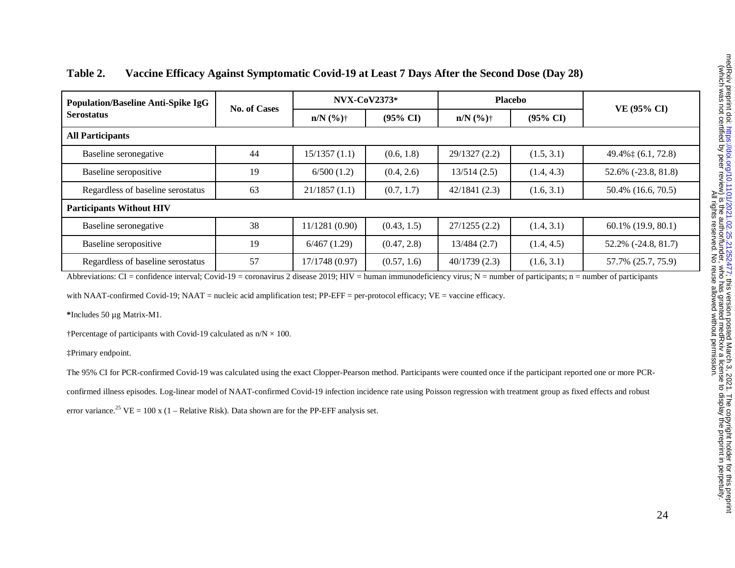**Table 2. Vaccine Efficacy Against Symptomatic Covid-19 at Least 7 Days After the Second Dose (Day 28)**

| Population/Baseline Anti-Spike IgG Serostatus | No. of Cases | NVX-CoV2373* | | Placebo | | VE (95% CI) |
|---|---|---|---|---|---|---|
| | | n/N (%)† | (95% CI) | n/N (%)† | (95% CI) | |
| **All Participants** | | | | | | |
| Baseline seronegative | 44 | 15/1357 (1.1) | (0.6, 1.8) | 29/1327 (2.2) | (1.5, 3.1) | 49.4%‡ (6.1, 72.8) |
| Baseline seropositive | 19 | 6/500 (1.2) | (0.4, 2.6) | 13/514 (2.5) | (1.4, 4.3) | 52.6% (-23.8, 81.8) |
| Regardless of baseline serostatus | 63 | 21/1857 (1.1) | (0.7, 1.7) | 42/1841 (2.3) | (1.6, 3.1) | 50.4% (16.6, 70.5) |
| **Participants Without HIV** | | | | | | |
| Baseline seronegative | 38 | 11/1281 (0.90) | (0.43, 1.5) | 27/1255 (2.2) | (1.4, 3.1) | 60.1% (19.9, 80.1) |
| Baseline seropositive | 19 | 6/467 (1.29) | (0.47, 2.8) | 13/484 (2.7) | (1.4, 4.5) | 52.2% (-24.8, 81.7) |
| Regardless of baseline serostatus | 57 | 17/1748 (0.97) | (0.57, 1.6) | 40/1739 (2.3) | (1.6, 3.1) | 57.7% (25.7, 75.9) |

Abbreviations: CI = confidence interval; Covid-19 = coronavirus 2 disease 2019; HIV = human immunodeficiency virus; N = number of participants; n = number of participants with NAAT-confirmed Covid-19; NAAT = nucleic acid amplification test; PP-EFF = per-protocol efficacy; VE = vaccine efficacy.

*Includes 50 µg Matrix-M1.

†Percentage of participants with Covid-19 calculated as n/N × 100.

‡Primary endpoint.

The 95% CI for PCR-confirmed Covid-19 was calculated using the exact Clopper-Pearson method. Participants were counted once if the participant reported one or more PCR-confirmed illness episodes. Log-linear model of NAAT-confirmed Covid-19 infection incidence rate using Poisson regression with treatment group as fixed effects and robust error variance.[25] VE = 100 x (1 – Relative Risk). Data shown are for the PP-EFF analysis set.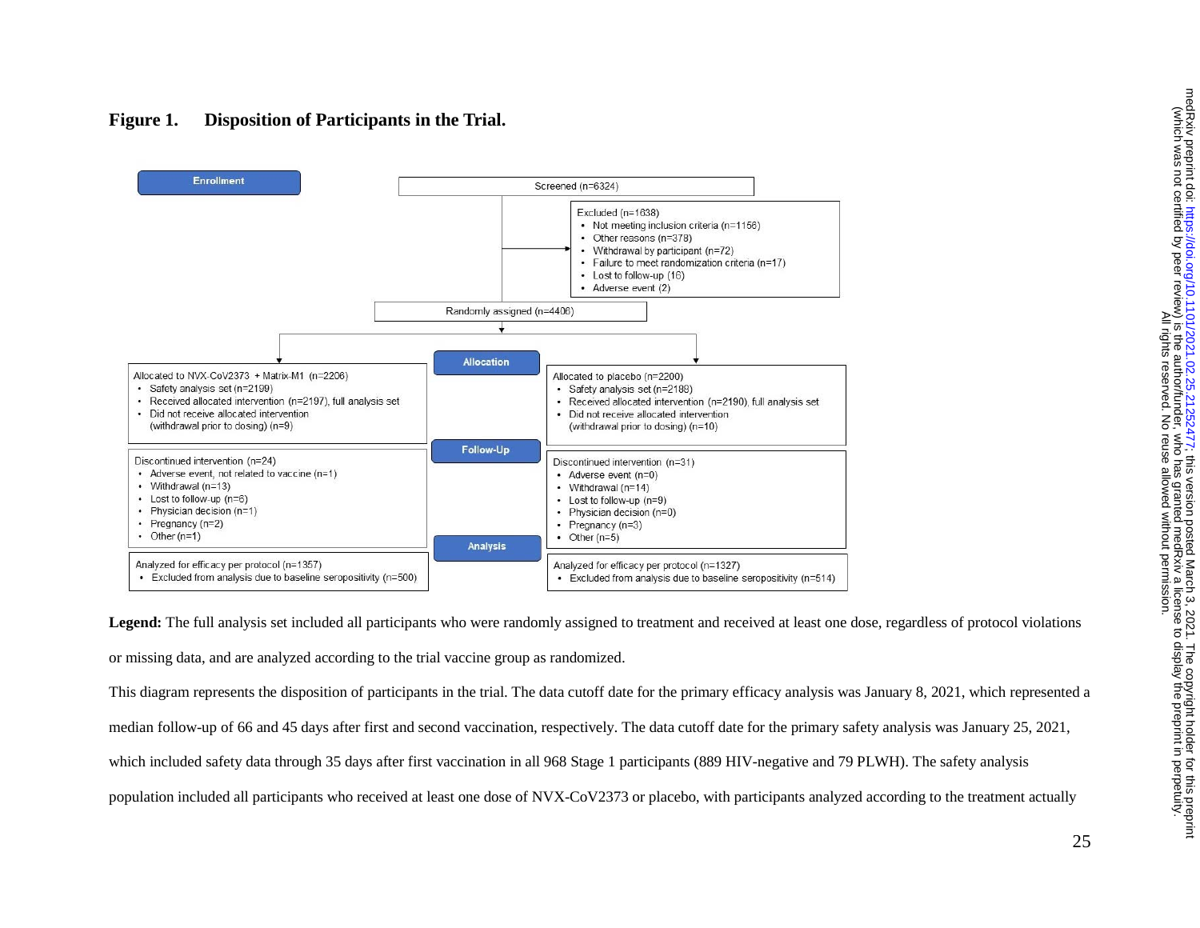**Figure 1. Disposition of Participants in the Trial.**

**Enrollment**

Screened (n=6324)

Excluded (n=1638)
- Not meeting inclusion criteria (n=1156)
- Other reasons (n=378)
- Withdrawal by participant (n=72)
- Failure to meet randomization criteria (n=17)
- Lost to follow-up (16)
- Adverse event (2)

Randomly assigned (n=4406)

**Allocation**

Allocated to NVX-CoV2373 + Matrix-M1 (n=2206)
- Safety analysis set (n=2199)
- Received allocated intervention (n=2197), full analysis set
- Did not receive allocated intervention (withdrawal prior to dosing) (n=9)

Allocated to placebo (n=2200)
- Safety analysis set (n=2188)
- Received allocated intervention (n=2190), full analysis set
- Did not receive allocated intervention (withdrawal prior to dosing) (n=10)

**Follow-Up**

Discontinued intervention (n=24)
- Adverse event, not related to vaccine (n=1)
- Withdrawal (n=13)
- Lost to follow-up (n=6)
- Physician decision (n=1)
- Pregnancy (n=2)
- Other (n=1)

Discontinued intervention (n=31)
- Adverse event (n=0)
- Withdrawal (n=14)
- Lost to follow-up (n=9)
- Physician decision (n=0)
- Pregnancy (n=3)
- Other (n=5)

**Analysis**

Analyzed for efficacy per protocol (n=1357)
- Excluded from analysis due to baseline seropositivity (n=500)

Analyzed for efficacy per protocol (n=1327)
- Excluded from analysis due to baseline seropositivity (n=514)

**Legend:** The full analysis set included all participants who were randomly assigned to treatment and received at least one dose, regardless of protocol violations or missing data, and are analyzed according to the trial vaccine group as randomized.

This diagram represents the disposition of participants in the trial. The data cutoff date for the primary efficacy analysis was January 8, 2021, which represented a median follow-up of 66 and 45 days after first and second vaccination, respectively. The data cutoff date for the primary safety analysis was January 25, 2021, which included safety data through 35 days after first vaccination in all 968 Stage 1 participants (889 HIV-negative and 79 PLWH). The safety analysis population included all participants who received at least one dose of NVX-CoV2373 or placebo, with participants analyzed according to the treatment actually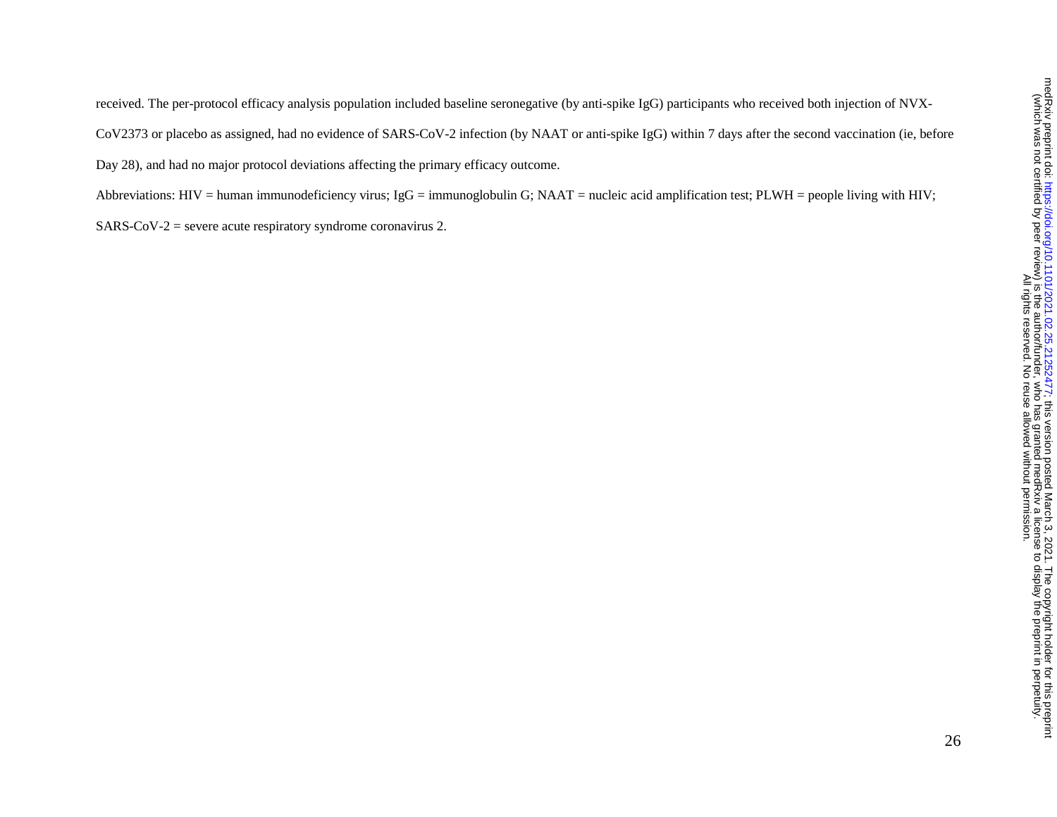received. The per-protocol efficacy analysis population included baseline seronegative (by anti-spike IgG) participants who received both injection of NVX-CoV2373 or placebo as assigned, had no evidence of SARS-CoV-2 infection (by NAAT or anti-spike IgG) within 7 days after the second vaccination (ie, before Day 28), and had no major protocol deviations affecting the primary efficacy outcome.

Abbreviations: HIV = human immunodeficiency virus; IgG = immunoglobulin G; NAAT = nucleic acid amplification test; PLWH = people living with HIV; SARS-CoV-2 = severe acute respiratory syndrome coronavirus 2.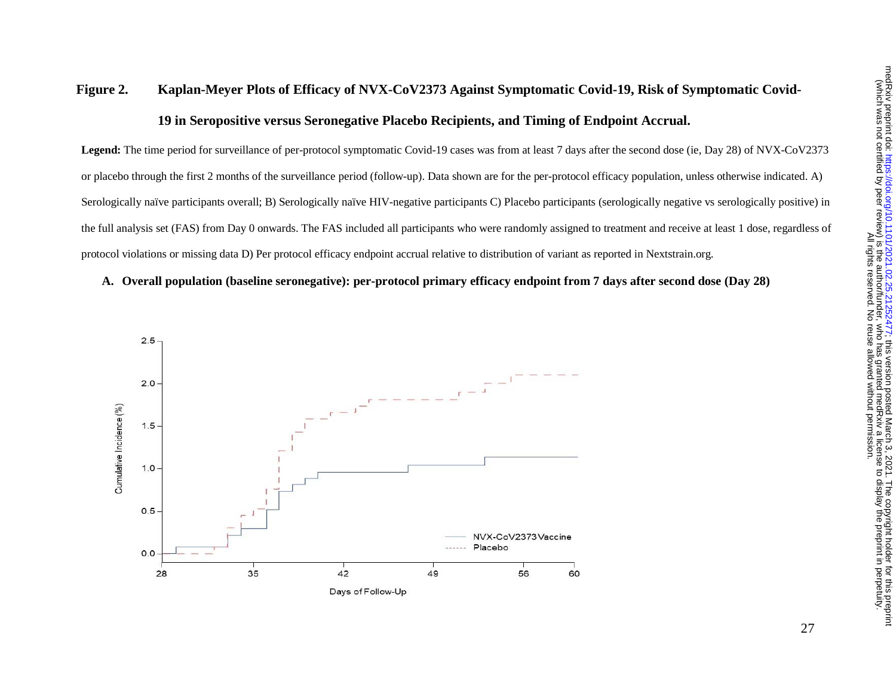**Figure 2. Kaplan-Meyer Plots of Efficacy of NVX-CoV2373 Against Symptomatic Covid-19, Risk of Symptomatic Covid-19 in Seropositive versus Seronegative Placebo Recipients, and Timing of Endpoint Accrual.**

**Legend:** The time period for surveillance of per-protocol symptomatic Covid-19 cases was from at least 7 days after the second dose (ie, Day 28) of NVX-CoV2373 or placebo through the first 2 months of the surveillance period (follow-up). Data shown are for the per-protocol efficacy population, unless otherwise indicated. A) Serologically naïve participants overall; B) Serologically naïve HIV-negative participants C) Placebo participants (serologically negative vs serologically positive) in the full analysis set (FAS) from Day 0 onwards. The FAS included all participants who were randomly assigned to treatment and receive at least 1 dose, regardless of protocol violations or missing data D) Per protocol efficacy endpoint accrual relative to distribution of variant as reported in Nextstrain.org.

**A. Overall population (baseline seronegative): per-protocol primary efficacy endpoint from 7 days after second dose (Day 28)**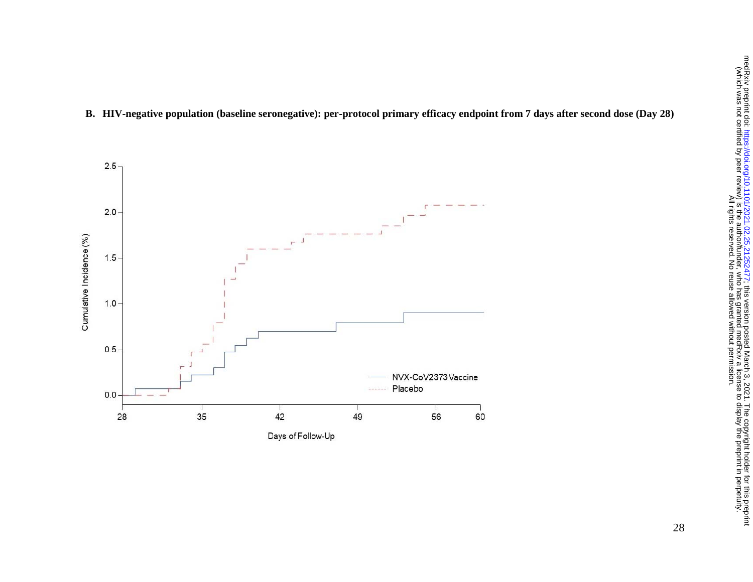**B. HIV-negative population (baseline seronegative): per-protocol primary efficacy endpoint from 7 days after second dose (Day 28)**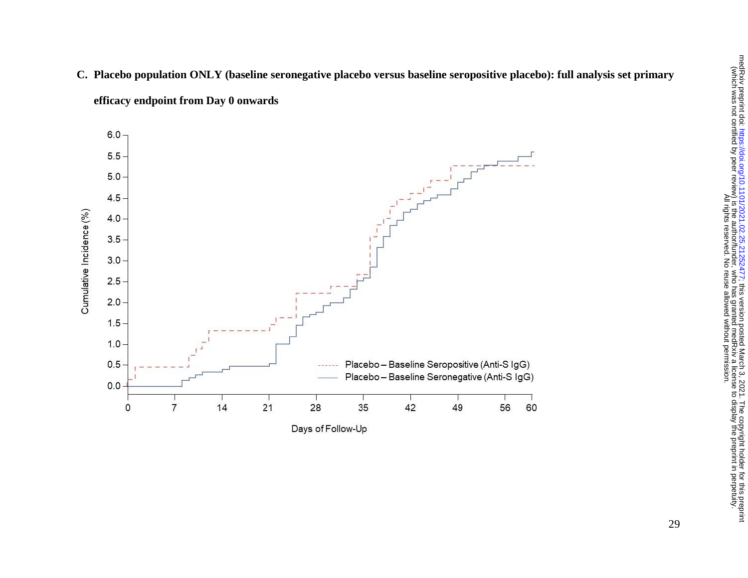**C. Placebo population ONLY (baseline seronegative placebo versus baseline seropositive placebo): full analysis set primary efficacy endpoint from Day 0 onwards**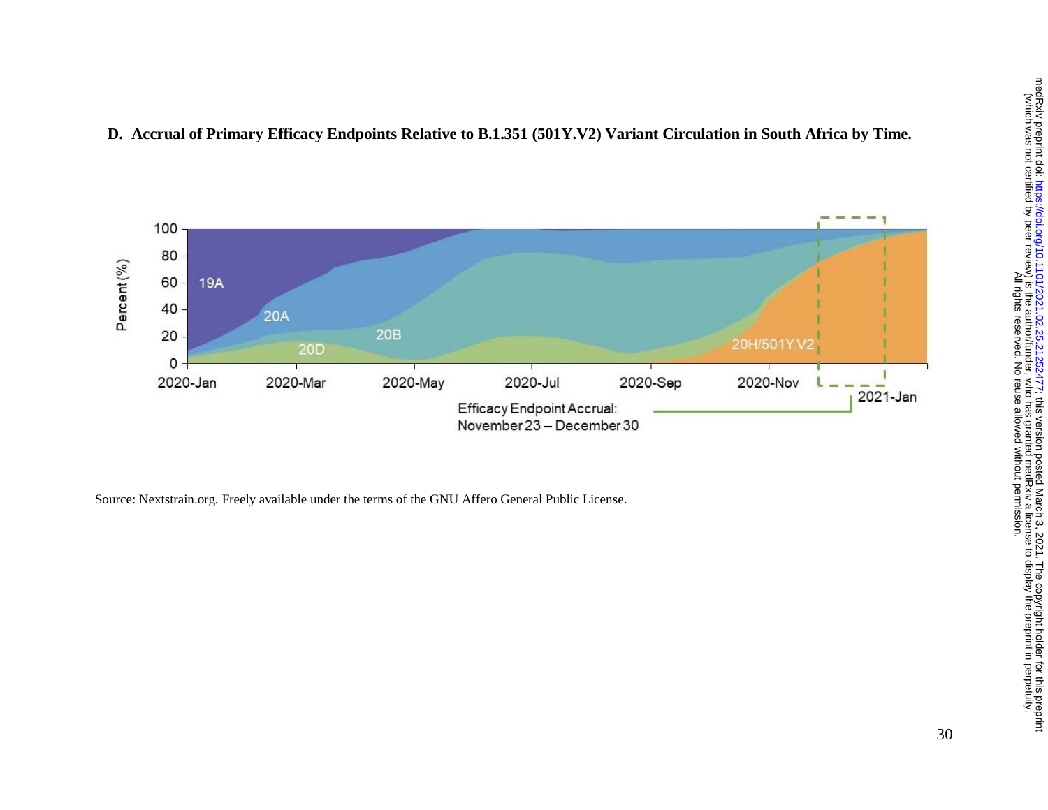**D. Accrual of Primary Efficacy Endpoints Relative to B.1.351 (501Y.V2) Variant Circulation in South Africa by Time.**

Percent (%)

100

80

60

40

20

0

19A

20A

20B

20D

20H/501Y.V2

2020-Jan

2020-Mar

2020-May

2020-Jul

2020-Sep

2020-Nov

2021-Jan

Efficacy Endpoint Accrual:
November 23 – December 30

Source: Nextstrain.org. Freely available under the terms of the GNU Affero General Public License.